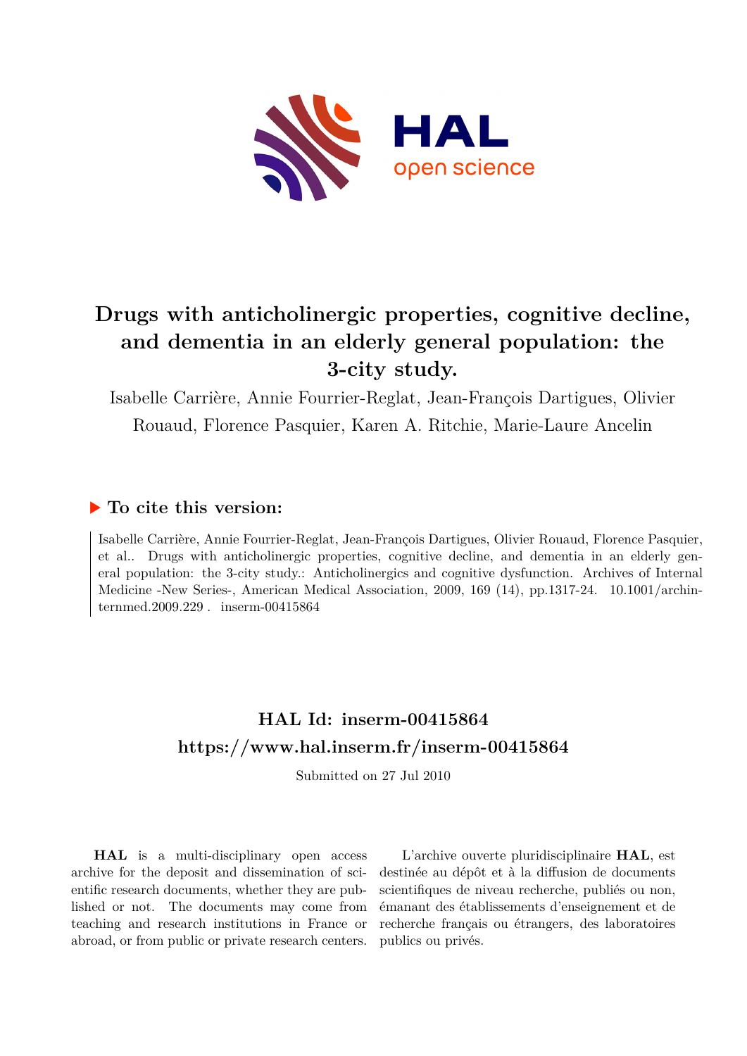# Drugs with anticholinergic properties, cognitive decline, and dementia in an elderly general population: the 3-city study.

Isabelle Carrière, Annie Fourrier-Reglat, Jean-François Dartigues, Olivier Rouaud, Florence Pasquier, Karen A. Ritchie, Marie-Laure Ancelin

## ▶ To cite this version:

Isabelle Carrière, Annie Fourrier-Reglat, Jean-François Dartigues, Olivier Rouaud, Florence Pasquier, et al.. Drugs with anticholinergic properties, cognitive decline, and dementia in an elderly general population: the 3-city study.: Anticholinergics and cognitive dysfunction. Archives of Internal Medicine -New Series-, American Medical Association, 2009, 169 (14), pp.1317-24. 10.1001/archinternmed.2009.229 . inserm-00415864

## HAL Id: inserm-00415864
## https://www.hal.inserm.fr/inserm-00415864

Submitted on 27 Jul 2010

**HAL** is a multi-disciplinary open access archive for the deposit and dissemination of scientific research documents, whether they are published or not. The documents may come from teaching and research institutions in France or abroad, or from public or private research centers.

L'archive ouverte pluridisciplinaire **HAL**, est destinée au dépôt et à la diffusion de documents scientifiques de niveau recherche, publiés ou non, émanant des établissements d'enseignement et de recherche français ou étrangers, des laboratoires publics ou privés.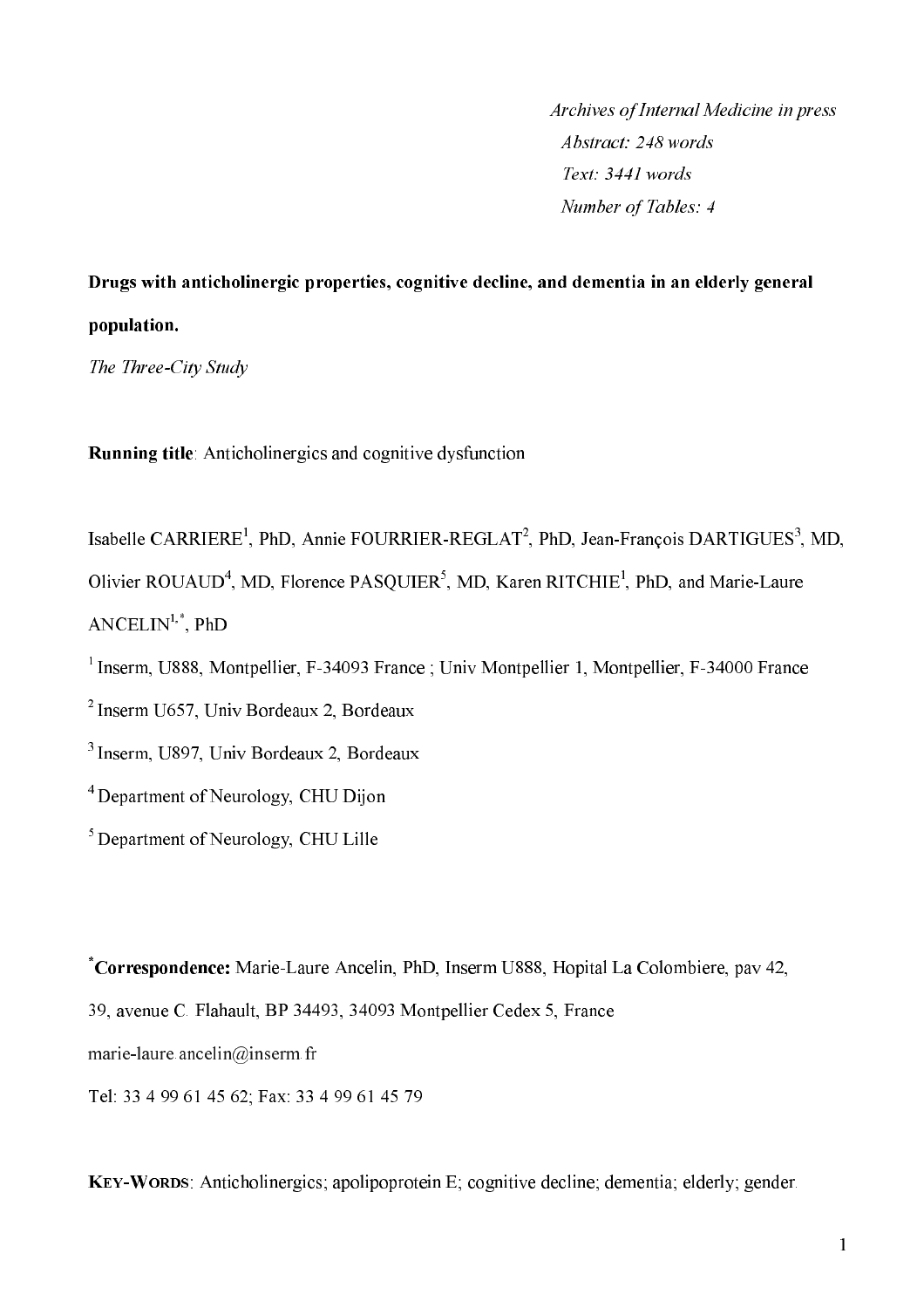*Archives of Internal Medicine in press*
*Abstract: 248 words*
*Text: 3441 words*
*Number of Tables: 4*

**Drugs with anticholinergic properties, cognitive decline, and dementia in an elderly general population.**

*The Three-City Study*

**Running title**: Anticholinergics and cognitive dysfunction

Isabelle CARRIERE[1], PhD, Annie FOURRIER-REGLAT[2], PhD, Jean-François DARTIGUES[3], MD, Olivier ROUAUD[4], MD, Florence PASQUIER[5], MD, Karen RITCHIE[1], PhD, and Marie-Laure ANCELIN[1,*], PhD

[1] Inserm, U888, Montpellier, F-34093 France ; Univ Montpellier 1, Montpellier, F-34000 France

[2] Inserm U657, Univ Bordeaux 2, Bordeaux

[3] Inserm, U897, Univ Bordeaux 2, Bordeaux

[4] Department of Neurology, CHU Dijon

[5] Department of Neurology, CHU Lille

[*]**Correspondence:** Marie-Laure Ancelin, PhD, Inserm U888, Hopital La Colombiere, pav 42, 39, avenue C. Flahault, BP 34493, 34093 Montpellier Cedex 5, France

marie-laure.ancelin@inserm.fr

Tel: 33 4 99 61 45 62; Fax: 33 4 99 61 45 79

**KEY-WORDS**: Anticholinergics; apolipoprotein E; cognitive decline; dementia; elderly; gender.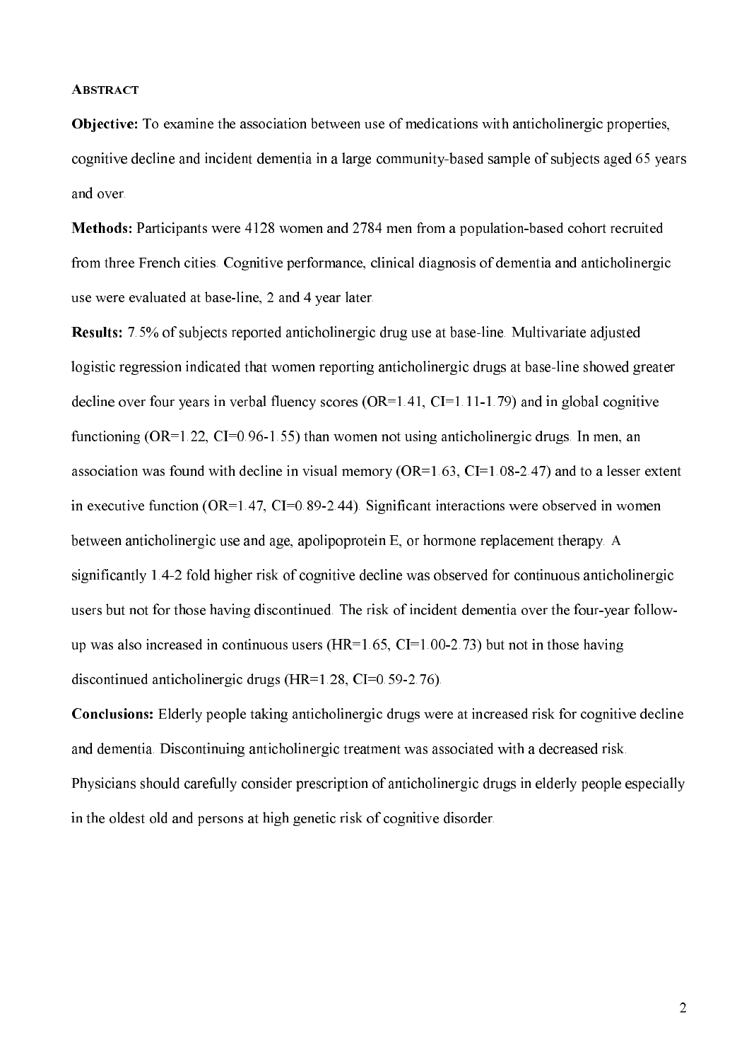## Abstract

**Objective:** To examine the association between use of medications with anticholinergic properties, cognitive decline and incident dementia in a large community-based sample of subjects aged 65 years and over.

**Methods:** Participants were 4128 women and 2784 men from a population-based cohort recruited from three French cities. Cognitive performance, clinical diagnosis of dementia and anticholinergic use were evaluated at base-line, 2 and 4 year later.

**Results:** 7.5% of subjects reported anticholinergic drug use at base-line. Multivariate adjusted logistic regression indicated that women reporting anticholinergic drugs at base-line showed greater decline over four years in verbal fluency scores (OR=1.41, CI=1.11-1.79) and in global cognitive functioning (OR=1.22, CI=0.96-1.55) than women not using anticholinergic drugs. In men, an association was found with decline in visual memory (OR=1.63, CI=1.08-2.47) and to a lesser extent in executive function (OR=1.47, CI=0.89-2.44). Significant interactions were observed in women between anticholinergic use and age, apolipoprotein E, or hormone replacement therapy. A significantly 1.4-2 fold higher risk of cognitive decline was observed for continuous anticholinergic users but not for those having discontinued. The risk of incident dementia over the four-year follow-up was also increased in continuous users (HR=1.65, CI=1.00-2.73) but not in those having discontinued anticholinergic drugs (HR=1.28, CI=0.59-2.76).

**Conclusions:** Elderly people taking anticholinergic drugs were at increased risk for cognitive decline and dementia. Discontinuing anticholinergic treatment was associated with a decreased risk. Physicians should carefully consider prescription of anticholinergic drugs in elderly people especially in the oldest old and persons at high genetic risk of cognitive disorder.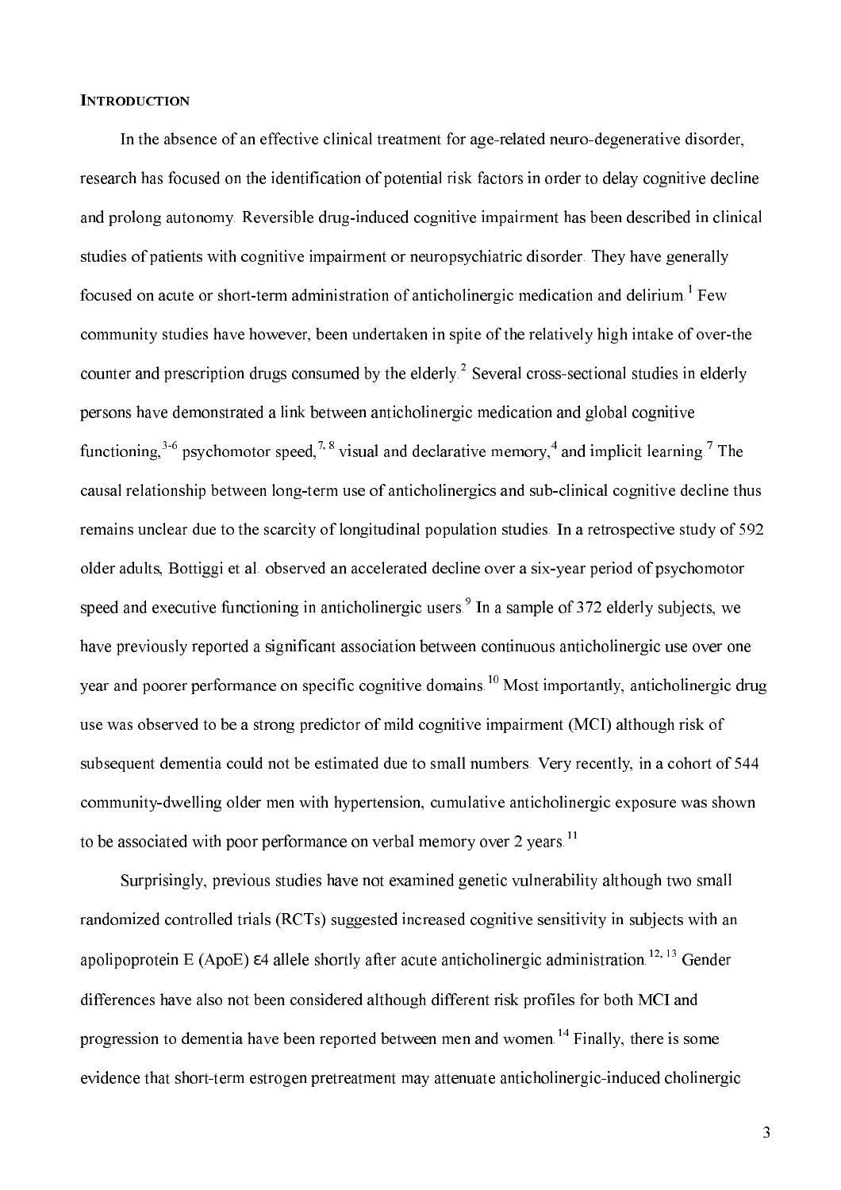## INTRODUCTION

In the absence of an effective clinical treatment for age-related neuro-degenerative disorder, research has focused on the identification of potential risk factors in order to delay cognitive decline and prolong autonomy. Reversible drug-induced cognitive impairment has been described in clinical studies of patients with cognitive impairment or neuropsychiatric disorder. They have generally focused on acute or short-term administration of anticholinergic medication and delirium.[1] Few community studies have however, been undertaken in spite of the relatively high intake of over-the counter and prescription drugs consumed by the elderly.[2] Several cross-sectional studies in elderly persons have demonstrated a link between anticholinergic medication and global cognitive functioning,[3-6] psychomotor speed,[7, 8] visual and declarative memory,[4] and implicit learning.[7] The causal relationship between long-term use of anticholinergics and sub-clinical cognitive decline thus remains unclear due to the scarcity of longitudinal population studies. In a retrospective study of 592 older adults, Bottiggi et al. observed an accelerated decline over a six-year period of psychomotor speed and executive functioning in anticholinergic users.[9] In a sample of 372 elderly subjects, we have previously reported a significant association between continuous anticholinergic use over one year and poorer performance on specific cognitive domains.[10] Most importantly, anticholinergic drug use was observed to be a strong predictor of mild cognitive impairment (MCI) although risk of subsequent dementia could not be estimated due to small numbers. Very recently, in a cohort of 544 community-dwelling older men with hypertension, cumulative anticholinergic exposure was shown to be associated with poor performance on verbal memory over 2 years.[11]

Surprisingly, previous studies have not examined genetic vulnerability although two small randomized controlled trials (RCTs) suggested increased cognitive sensitivity in subjects with an apolipoprotein E (ApoE) ε4 allele shortly after acute anticholinergic administration.[12, 13] Gender differences have also not been considered although different risk profiles for both MCI and progression to dementia have been reported between men and women.[14] Finally, there is some evidence that short-term estrogen pretreatment may attenuate anticholinergic-induced cholinergic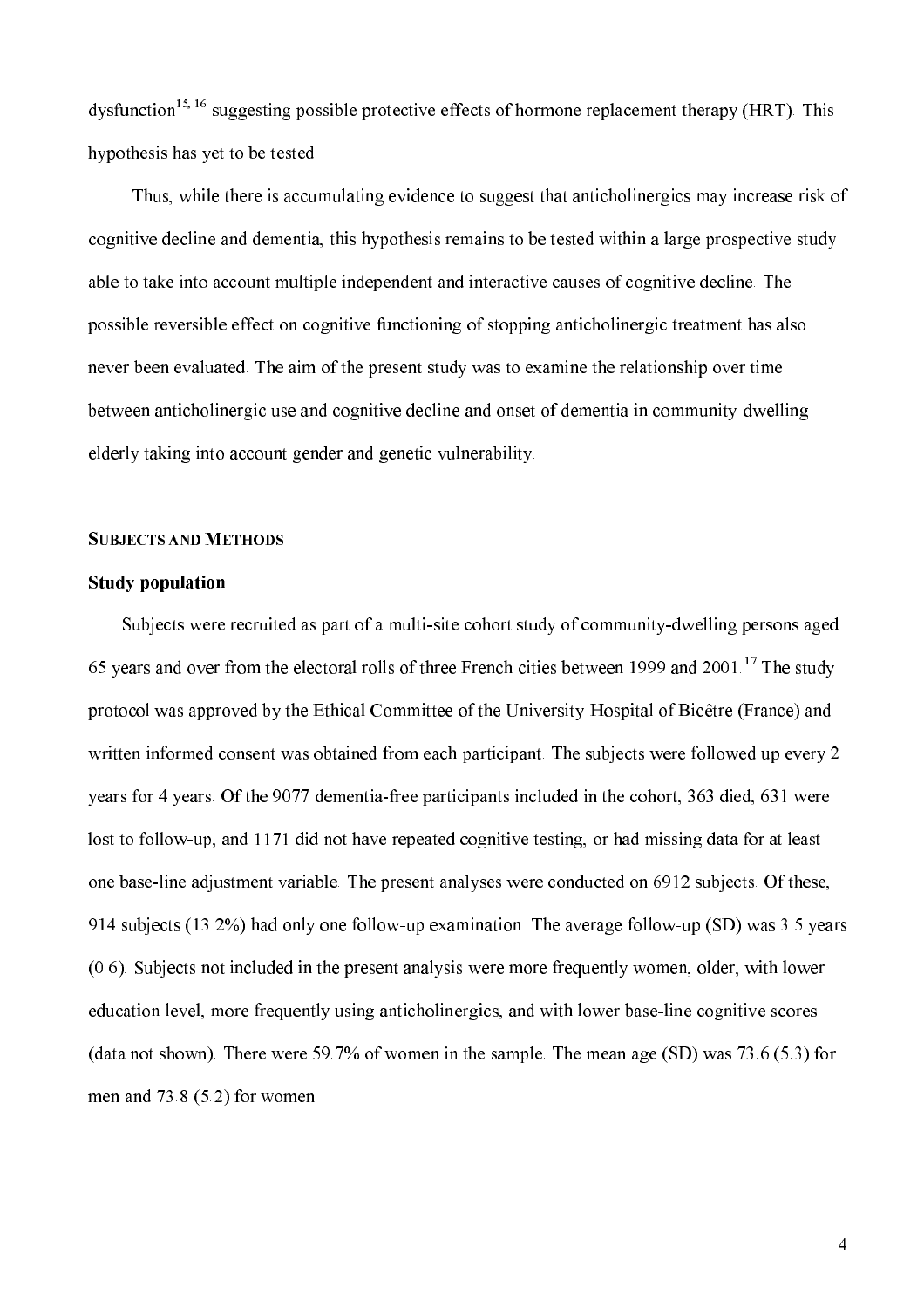dysfunction[15, 16] suggesting possible protective effects of hormone replacement therapy (HRT). This hypothesis has yet to be tested.

Thus, while there is accumulating evidence to suggest that anticholinergics may increase risk of cognitive decline and dementia, this hypothesis remains to be tested within a large prospective study able to take into account multiple independent and interactive causes of cognitive decline. The possible reversible effect on cognitive functioning of stopping anticholinergic treatment has also never been evaluated. The aim of the present study was to examine the relationship over time between anticholinergic use and cognitive decline and onset of dementia in community-dwelling elderly taking into account gender and genetic vulnerability.

## SUBJECTS AND METHODS

### Study population

Subjects were recruited as part of a multi-site cohort study of community-dwelling persons aged 65 years and over from the electoral rolls of three French cities between 1999 and 2001.[17] The study protocol was approved by the Ethical Committee of the University-Hospital of Bicêtre (France) and written informed consent was obtained from each participant. The subjects were followed up every 2 years for 4 years. Of the 9077 dementia-free participants included in the cohort, 363 died, 631 were lost to follow-up, and 1171 did not have repeated cognitive testing, or had missing data for at least one base-line adjustment variable. The present analyses were conducted on 6912 subjects. Of these, 914 subjects (13.2%) had only one follow-up examination. The average follow-up (SD) was 3.5 years (0.6). Subjects not included in the present analysis were more frequently women, older, with lower education level, more frequently using anticholinergics, and with lower base-line cognitive scores (data not shown). There were 59.7% of women in the sample. The mean age (SD) was 73.6 (5.3) for men and 73.8 (5.2) for women.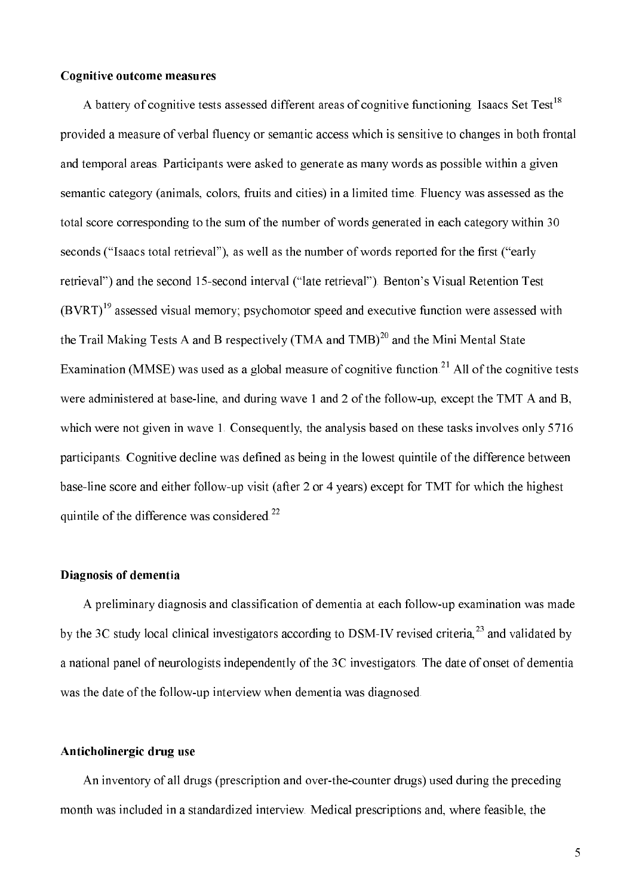### Cognitive outcome measures

A battery of cognitive tests assessed different areas of cognitive functioning. Isaacs Set Test[18] provided a measure of verbal fluency or semantic access which is sensitive to changes in both frontal and temporal areas. Participants were asked to generate as many words as possible within a given semantic category (animals, colors, fruits and cities) in a limited time. Fluency was assessed as the total score corresponding to the sum of the number of words generated in each category within 30 seconds ("Isaacs total retrieval"), as well as the number of words reported for the first ("early retrieval") and the second 15-second interval ("late retrieval"). Benton's Visual Retention Test (BVRT)[19] assessed visual memory; psychomotor speed and executive function were assessed with the Trail Making Tests A and B respectively (TMA and TMB)[20] and the Mini Mental State Examination (MMSE) was used as a global measure of cognitive function.[21] All of the cognitive tests were administered at base-line, and during wave 1 and 2 of the follow-up, except the TMT A and B, which were not given in wave 1. Consequently, the analysis based on these tasks involves only 5716 participants. Cognitive decline was defined as being in the lowest quintile of the difference between base-line score and either follow-up visit (after 2 or 4 years) except for TMT for which the highest quintile of the difference was considered.[22]

### Diagnosis of dementia

A preliminary diagnosis and classification of dementia at each follow-up examination was made by the 3C study local clinical investigators according to DSM-IV revised criteria,[23] and validated by a national panel of neurologists independently of the 3C investigators. The date of onset of dementia was the date of the follow-up interview when dementia was diagnosed.

### Anticholinergic drug use

An inventory of all drugs (prescription and over-the-counter drugs) used during the preceding month was included in a standardized interview. Medical prescriptions and, where feasible, the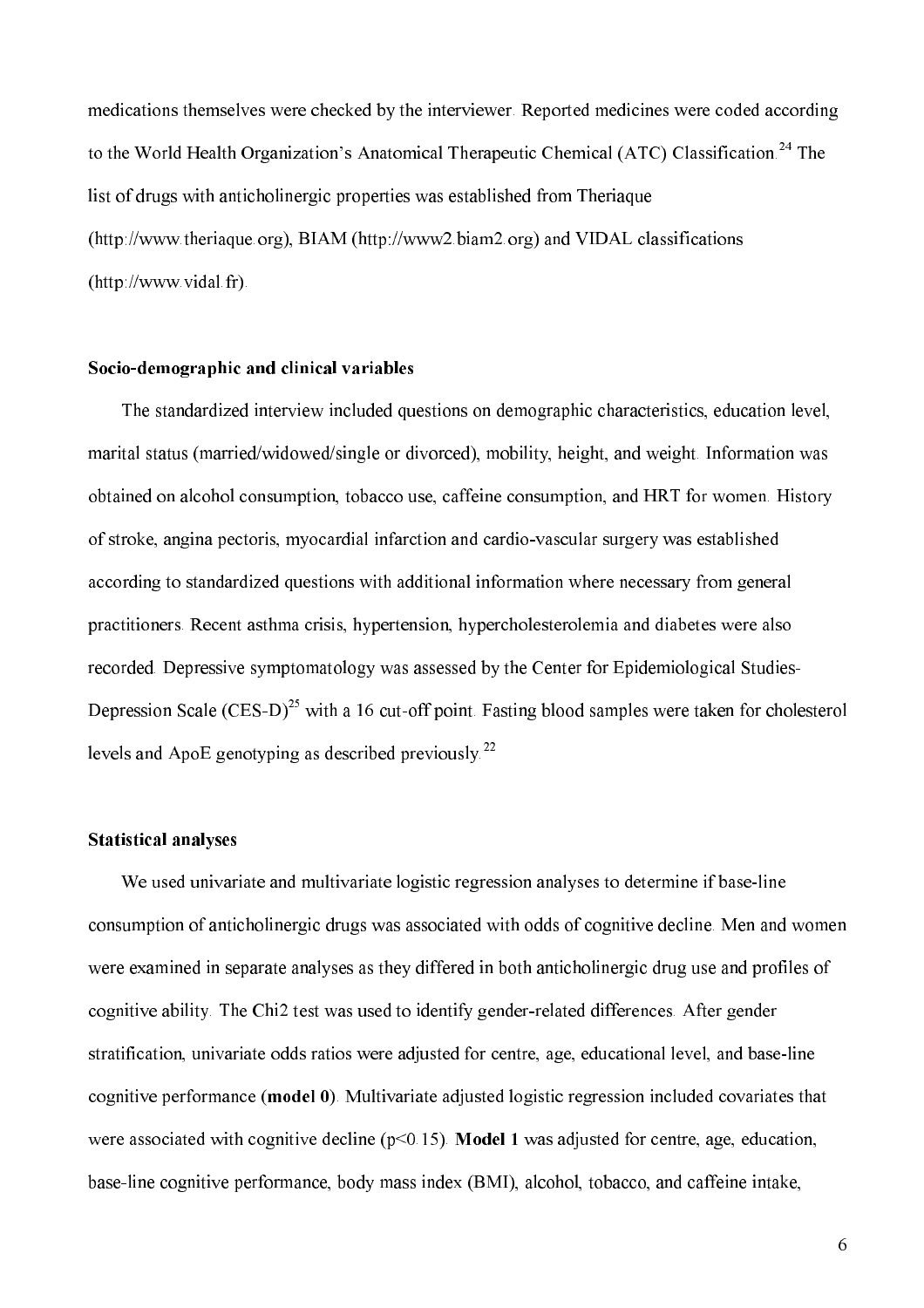medications themselves were checked by the interviewer. Reported medicines were coded according to the World Health Organization's Anatomical Therapeutic Chemical (ATC) Classification.[24] The list of drugs with anticholinergic properties was established from Theriaque (http://www.theriaque.org), BIAM (http://www2.biam2.org) and VIDAL classifications (http://www.vidal.fr).

### Socio-demographic and clinical variables

The standardized interview included questions on demographic characteristics, education level, marital status (married/widowed/single or divorced), mobility, height, and weight. Information was obtained on alcohol consumption, tobacco use, caffeine consumption, and HRT for women. History of stroke, angina pectoris, myocardial infarction and cardio-vascular surgery was established according to standardized questions with additional information where necessary from general practitioners. Recent asthma crisis, hypertension, hypercholesterolemia and diabetes were also recorded. Depressive symptomatology was assessed by the Center for Epidemiological Studies-Depression Scale (CES-D)[25] with a 16 cut-off point. Fasting blood samples were taken for cholesterol levels and ApoE genotyping as described previously.[22]

### Statistical analyses

We used univariate and multivariate logistic regression analyses to determine if base-line consumption of anticholinergic drugs was associated with odds of cognitive decline. Men and women were examined in separate analyses as they differed in both anticholinergic drug use and profiles of cognitive ability. The Chi2 test was used to identify gender-related differences. After gender stratification, univariate odds ratios were adjusted for centre, age, educational level, and base-line cognitive performance (**model 0**). Multivariate adjusted logistic regression included covariates that were associated with cognitive decline ($p<0.15$). **Model 1** was adjusted for centre, age, education, base-line cognitive performance, body mass index (BMI), alcohol, tobacco, and caffeine intake,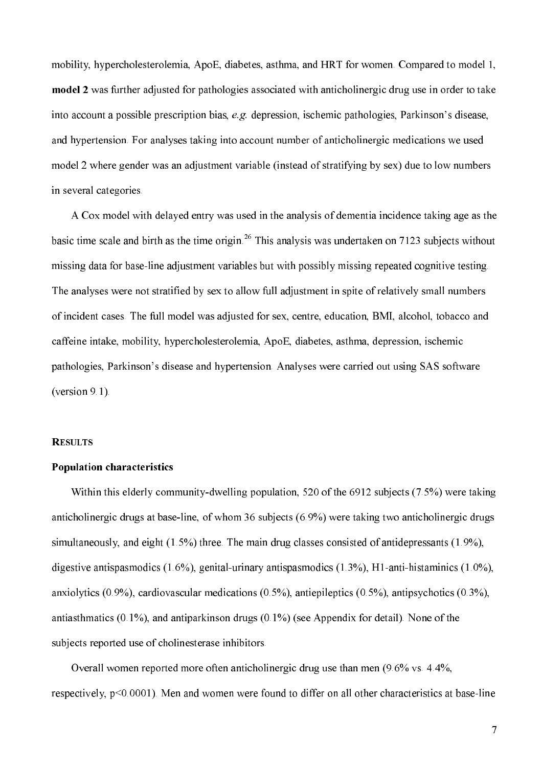mobility, hypercholesterolemia, ApoE, diabetes, asthma, and HRT for women. Compared to model 1, **model 2** was further adjusted for pathologies associated with anticholinergic drug use in order to take into account a possible prescription bias, *e.g.* depression, ischemic pathologies, Parkinson's disease, and hypertension. For analyses taking into account number of anticholinergic medications we used model 2 where gender was an adjustment variable (instead of stratifying by sex) due to low numbers in several categories.

A Cox model with delayed entry was used in the analysis of dementia incidence taking age as the basic time scale and birth as the time origin.[26] This analysis was undertaken on 7123 subjects without missing data for base-line adjustment variables but with possibly missing repeated cognitive testing. The analyses were not stratified by sex to allow full adjustment in spite of relatively small numbers of incident cases. The full model was adjusted for sex, centre, education, BMI, alcohol, tobacco and caffeine intake, mobility, hypercholesterolemia, ApoE, diabetes, asthma, depression, ischemic pathologies, Parkinson's disease and hypertension. Analyses were carried out using SAS software (version 9.1).

## RESULTS

### Population characteristics

Within this elderly community-dwelling population, 520 of the 6912 subjects (7.5%) were taking anticholinergic drugs at base-line, of whom 36 subjects (6.9%) were taking two anticholinergic drugs simultaneously, and eight (1.5%) three. The main drug classes consisted of antidepressants (1.9%), digestive antispasmodics (1.6%), genital-urinary antispasmodics (1.3%), H1-anti-histaminics (1.0%), anxiolytics (0.9%), cardiovascular medications (0.5%), antiepileptics (0.5%), antipsychotics (0.3%), antiasthmatics (0.1%), and antiparkinson drugs (0.1%) (see Appendix for detail). None of the subjects reported use of cholinesterase inhibitors.

Overall women reported more often anticholinergic drug use than men (9.6% vs. 4.4%, respectively, $p<0.0001$). Men and women were found to differ on all other characteristics at base-line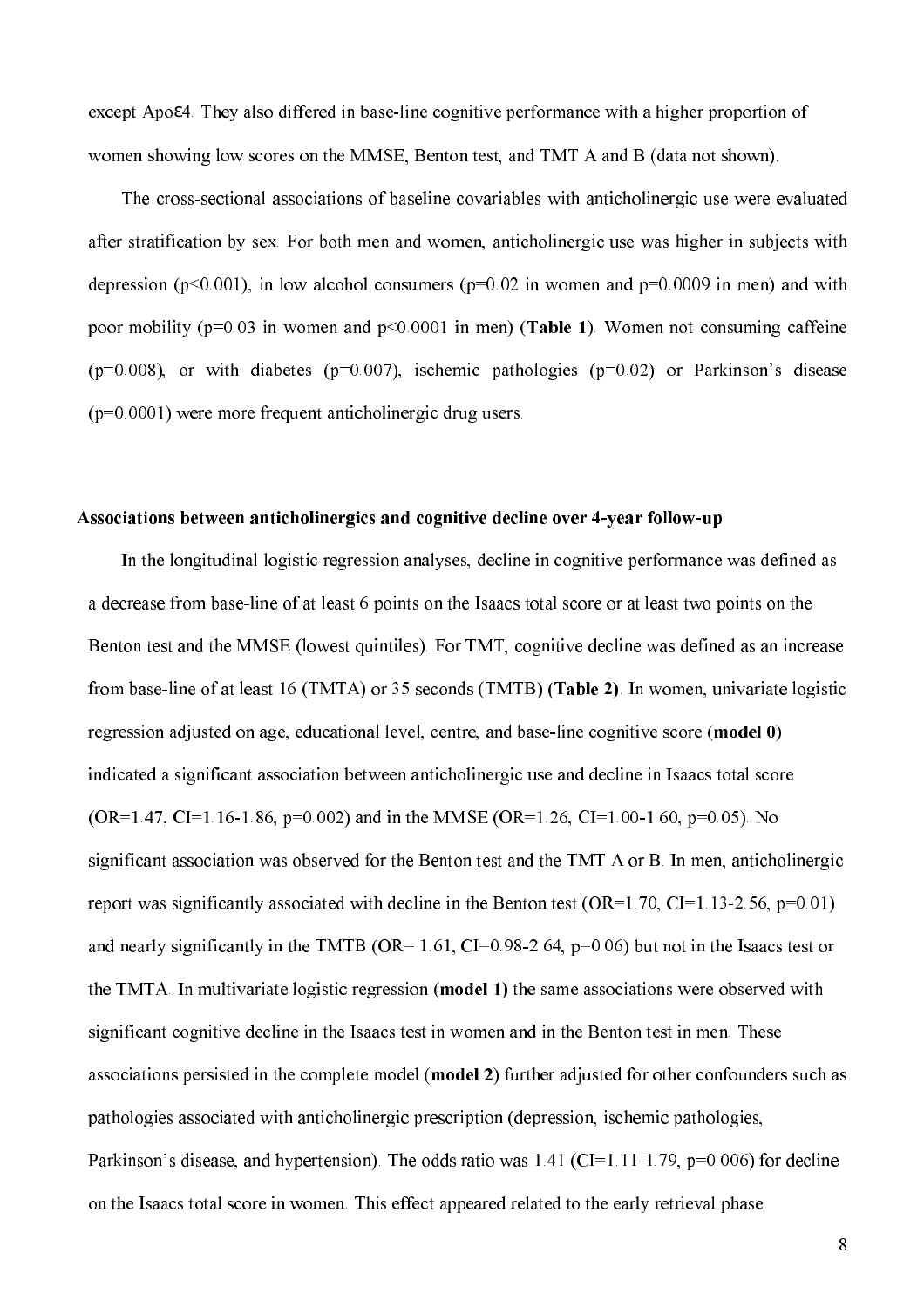except Apoε4. They also differed in base-line cognitive performance with a higher proportion of women showing low scores on the MMSE, Benton test, and TMT A and B (data not shown).

The cross-sectional associations of baseline covariables with anticholinergic use were evaluated after stratification by sex. For both men and women, anticholinergic use was higher in subjects with depression ($p<0.001$), in low alcohol consumers ($p=0.02$ in women and $p=0.0009$ in men) and with poor mobility ($p=0.03$ in women and $p<0.0001$ in men) (**Table 1**). Women not consuming caffeine ($p=0.008$), or with diabetes ($p=0.007$), ischemic pathologies ($p=0.02$) or Parkinson's disease ($p=0.0001$) were more frequent anticholinergic drug users.

### Associations between anticholinergics and cognitive decline over 4-year follow-up

In the longitudinal logistic regression analyses, decline in cognitive performance was defined as a decrease from base-line of at least 6 points on the Isaacs total score or at least two points on the Benton test and the MMSE (lowest quintiles). For TMT, cognitive decline was defined as an increase from base-line of at least 16 (TMTA) or 35 seconds (TMTB) (**Table 2**). In women, univariate logistic regression adjusted on age, educational level, centre, and base-line cognitive score (**model 0**) indicated a significant association between anticholinergic use and decline in Isaacs total score (OR=1.47, CI=1.16-1.86, $p=0.002$) and in the MMSE (OR=1.26, CI=1.00-1.60, $p=0.05$). No significant association was observed for the Benton test and the TMT A or B. In men, anticholinergic report was significantly associated with decline in the Benton test (OR=1.70, CI=1.13-2.56, $p=0.01$) and nearly significantly in the TMTB (OR= 1.61, CI=0.98-2.64, $p=0.06$) but not in the Isaacs test or the TMTA. In multivariate logistic regression (**model 1**) the same associations were observed with significant cognitive decline in the Isaacs test in women and in the Benton test in men. These associations persisted in the complete model (**model 2**) further adjusted for other confounders such as pathologies associated with anticholinergic prescription (depression, ischemic pathologies, Parkinson's disease, and hypertension). The odds ratio was 1.41 (CI=1.11-1.79, $p=0.006$) for decline on the Isaacs total score in women. This effect appeared related to the early retrieval phase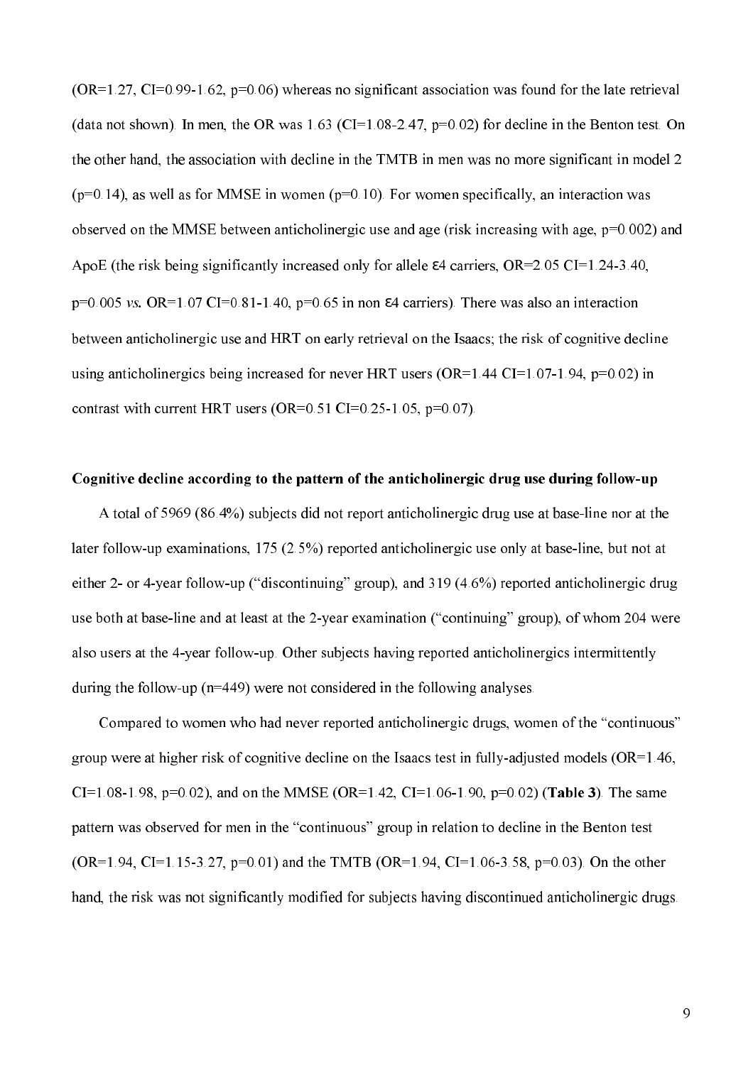(OR=1.27, CI=0.99-1.62, p=0.06) whereas no significant association was found for the late retrieval (data not shown). In men, the OR was 1.63 (CI=1.08-2.47, p=0.02) for decline in the Benton test. On the other hand, the association with decline in the TMTB in men was no more significant in model 2 (p=0.14), as well as for MMSE in women (p=0.10). For women specifically, an interaction was observed on the MMSE between anticholinergic use and age (risk increasing with age, p=0.002) and ApoE (the risk being significantly increased only for allele ε4 carriers, OR=2.05 CI=1.24-3.40, p=0.005 *vs.* OR=1.07 CI=0.81-1.40, p=0.65 in non ε4 carriers). There was also an interaction between anticholinergic use and HRT on early retrieval on the Isaacs; the risk of cognitive decline using anticholinergics being increased for never HRT users (OR=1.44 CI=1.07-1.94, p=0.02) in contrast with current HRT users (OR=0.51 CI=0.25-1.05, p=0.07).

**Cognitive decline according to the pattern of the anticholinergic drug use during follow-up**

A total of 5969 (86.4%) subjects did not report anticholinergic drug use at base-line nor at the later follow-up examinations, 175 (2.5%) reported anticholinergic use only at base-line, but not at either 2- or 4-year follow-up ("discontinuing" group), and 319 (4.6%) reported anticholinergic drug use both at base-line and at least at the 2-year examination ("continuing" group), of whom 204 were also users at the 4-year follow-up. Other subjects having reported anticholinergics intermittently during the follow-up (n=449) were not considered in the following analyses.

Compared to women who had never reported anticholinergic drugs, women of the "continuous" group were at higher risk of cognitive decline on the Isaacs test in fully-adjusted models (OR=1.46, CI=1.08-1.98, p=0.02), and on the MMSE (OR=1.42, CI=1.06-1.90, p=0.02) (**Table 3**). The same pattern was observed for men in the "continuous" group in relation to decline in the Benton test (OR=1.94, CI=1.15-3.27, p=0.01) and the TMTB (OR=1.94, CI=1.06-3.58, p=0.03). On the other hand, the risk was not significantly modified for subjects having discontinued anticholinergic drugs.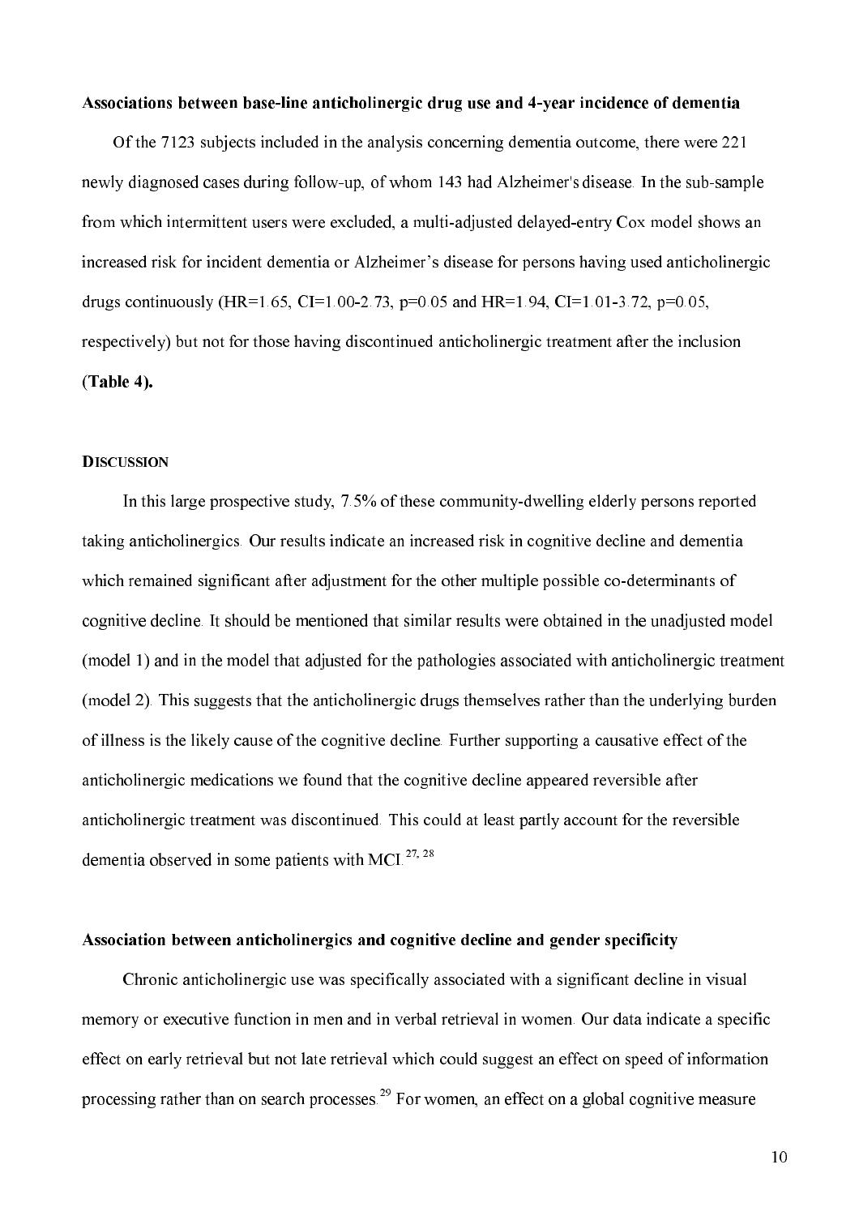### Associations between base-line anticholinergic drug use and 4-year incidence of dementia

Of the 7123 subjects included in the analysis concerning dementia outcome, there were 221 newly diagnosed cases during follow-up, of whom 143 had Alzheimer's disease. In the sub-sample from which intermittent users were excluded, a multi-adjusted delayed-entry Cox model shows an increased risk for incident dementia or Alzheimer's disease for persons having used anticholinergic drugs continuously (HR=1.65, CI=1.00-2.73, p=0.05 and HR=1.94, CI=1.01-3.72, p=0.05, respectively) but not for those having discontinued anticholinergic treatment after the inclusion **(Table 4).**

## DISCUSSION

In this large prospective study, 7.5% of these community-dwelling elderly persons reported taking anticholinergics. Our results indicate an increased risk in cognitive decline and dementia which remained significant after adjustment for the other multiple possible co-determinants of cognitive decline. It should be mentioned that similar results were obtained in the unadjusted model (model 1) and in the model that adjusted for the pathologies associated with anticholinergic treatment (model 2). This suggests that the anticholinergic drugs themselves rather than the underlying burden of illness is the likely cause of the cognitive decline. Further supporting a causative effect of the anticholinergic medications we found that the cognitive decline appeared reversible after anticholinergic treatment was discontinued. This could at least partly account for the reversible dementia observed in some patients with MCI.[27, 28]

### Association between anticholinergics and cognitive decline and gender specificity

Chronic anticholinergic use was specifically associated with a significant decline in visual memory or executive function in men and in verbal retrieval in women. Our data indicate a specific effect on early retrieval but not late retrieval which could suggest an effect on speed of information processing rather than on search processes.[29] For women, an effect on a global cognitive measure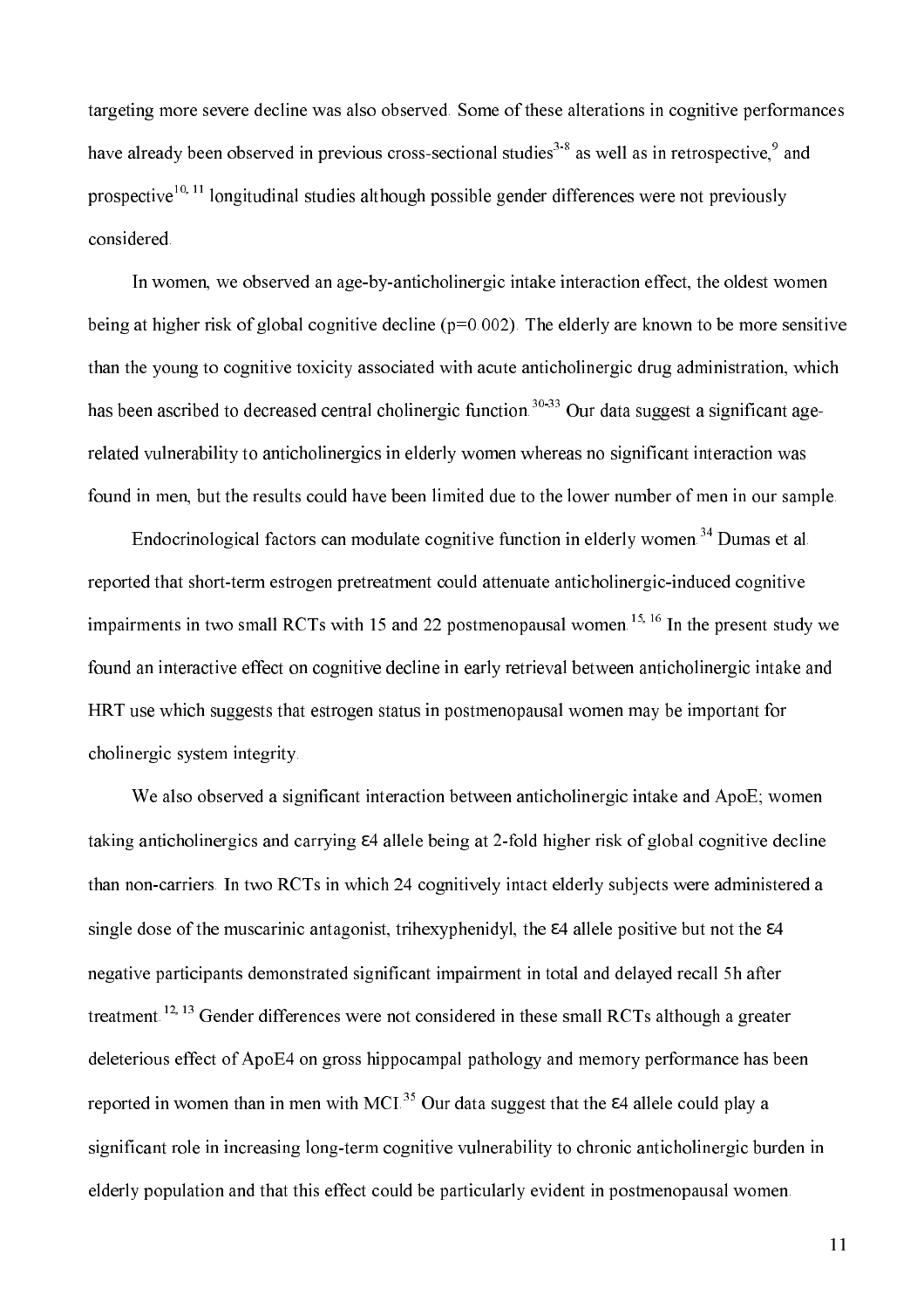targeting more severe decline was also observed. Some of these alterations in cognitive performances have already been observed in previous cross-sectional studies[3-8] as well as in retrospective,[9] and prospective[10, 11] longitudinal studies although possible gender differences were not previously considered.

In women, we observed an age-by-anticholinergic intake interaction effect, the oldest women being at higher risk of global cognitive decline ($p=0.002$). The elderly are known to be more sensitive than the young to cognitive toxicity associated with acute anticholinergic drug administration, which has been ascribed to decreased central cholinergic function.[30-33] Our data suggest a significant age-related vulnerability to anticholinergics in elderly women whereas no significant interaction was found in men, but the results could have been limited due to the lower number of men in our sample.

Endocrinological factors can modulate cognitive function in elderly women.[34] Dumas et al. reported that short-term estrogen pretreatment could attenuate anticholinergic-induced cognitive impairments in two small RCTs with 15 and 22 postmenopausal women.[15, 16] In the present study we found an interactive effect on cognitive decline in early retrieval between anticholinergic intake and HRT use which suggests that estrogen status in postmenopausal women may be important for cholinergic system integrity.

We also observed a significant interaction between anticholinergic intake and ApoE; women taking anticholinergics and carrying ε4 allele being at 2-fold higher risk of global cognitive decline than non-carriers. In two RCTs in which 24 cognitively intact elderly subjects were administered a single dose of the muscarinic antagonist, trihexyphenidyl, the ε4 allele positive but not the ε4 negative participants demonstrated significant impairment in total and delayed recall 5h after treatment.[12, 13] Gender differences were not considered in these small RCTs although a greater deleterious effect of ApoE4 on gross hippocampal pathology and memory performance has been reported in women than in men with MCI.[35] Our data suggest that the ε4 allele could play a significant role in increasing long-term cognitive vulnerability to chronic anticholinergic burden in elderly population and that this effect could be particularly evident in postmenopausal women.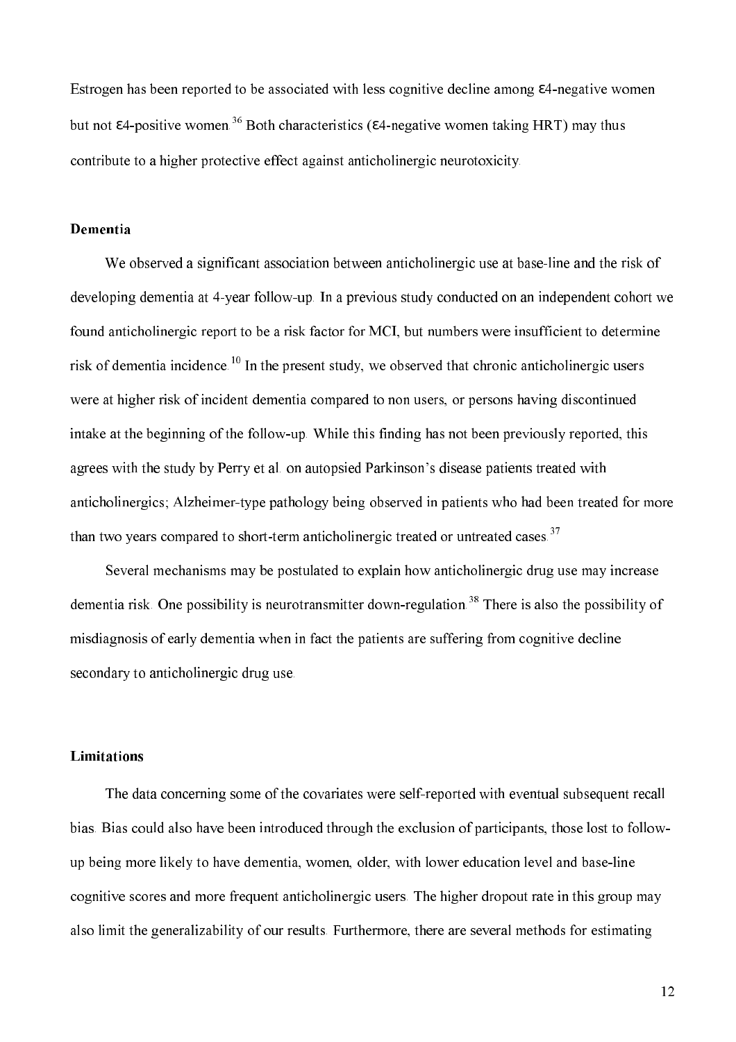Estrogen has been reported to be associated with less cognitive decline among ε4-negative women but not ε4-positive women.[36] Both characteristics (ε4-negative women taking HRT) may thus contribute to a higher protective effect against anticholinergic neurotoxicity.

### Dementia

We observed a significant association between anticholinergic use at base-line and the risk of developing dementia at 4-year follow-up. In a previous study conducted on an independent cohort we found anticholinergic report to be a risk factor for MCI, but numbers were insufficient to determine risk of dementia incidence.[10] In the present study, we observed that chronic anticholinergic users were at higher risk of incident dementia compared to non users, or persons having discontinued intake at the beginning of the follow-up. While this finding has not been previously reported, this agrees with the study by Perry et al. on autopsied Parkinson's disease patients treated with anticholinergics; Alzheimer-type pathology being observed in patients who had been treated for more than two years compared to short-term anticholinergic treated or untreated cases.[37]

Several mechanisms may be postulated to explain how anticholinergic drug use may increase dementia risk. One possibility is neurotransmitter down-regulation.[38] There is also the possibility of misdiagnosis of early dementia when in fact the patients are suffering from cognitive decline secondary to anticholinergic drug use.

### Limitations

The data concerning some of the covariates were self-reported with eventual subsequent recall bias. Bias could also have been introduced through the exclusion of participants, those lost to follow-up being more likely to have dementia, women, older, with lower education level and base-line cognitive scores and more frequent anticholinergic users. The higher dropout rate in this group may also limit the generalizability of our results. Furthermore, there are several methods for estimating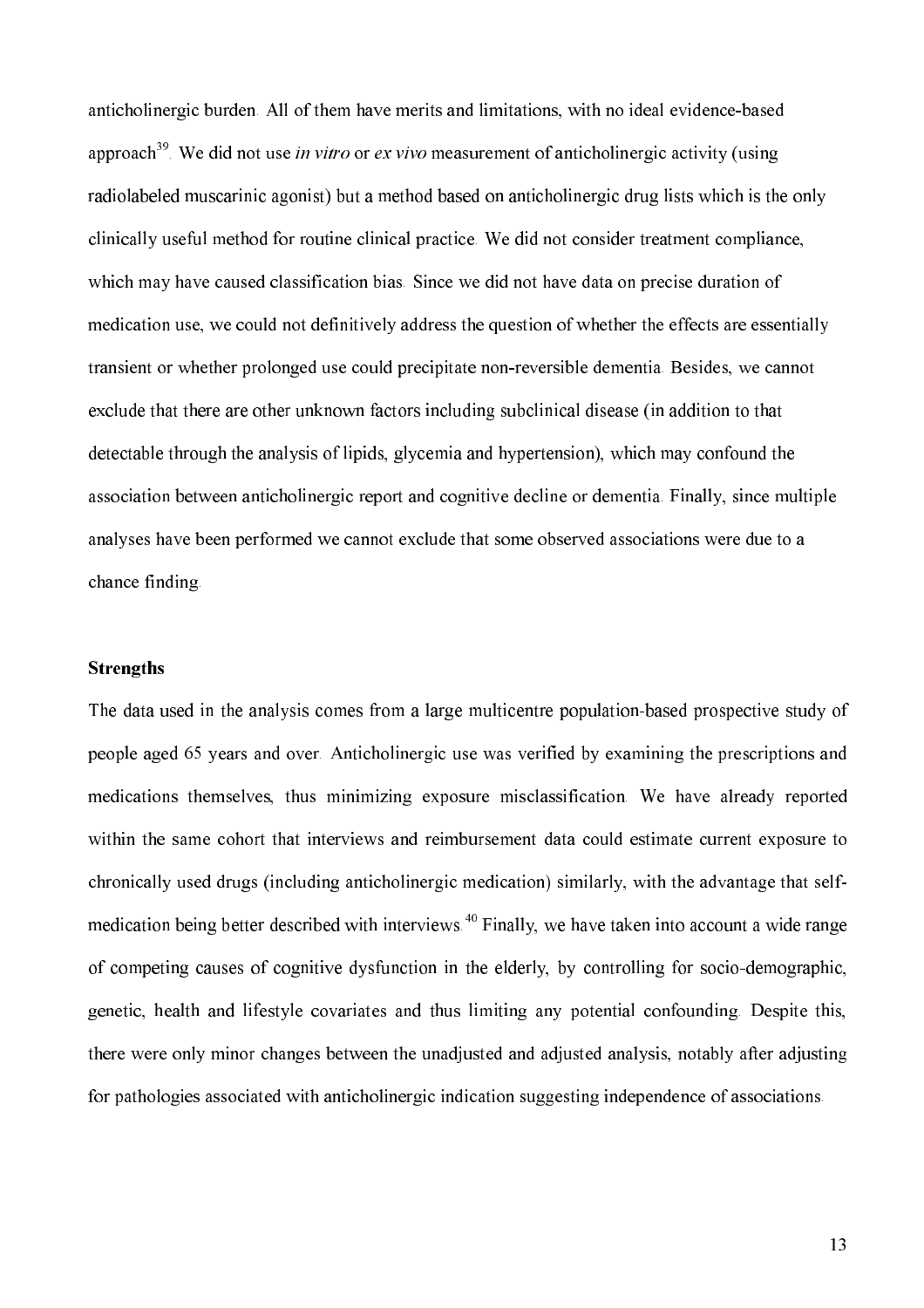anticholinergic burden. All of them have merits and limitations, with no ideal evidence-based approach[39]. We did not use *in vitro* or *ex vivo* measurement of anticholinergic activity (using radiolabeled muscarinic agonist) but a method based on anticholinergic drug lists which is the only clinically useful method for routine clinical practice. We did not consider treatment compliance, which may have caused classification bias. Since we did not have data on precise duration of medication use, we could not definitively address the question of whether the effects are essentially transient or whether prolonged use could precipitate non-reversible dementia. Besides, we cannot exclude that there are other unknown factors including subclinical disease (in addition to that detectable through the analysis of lipids, glycemia and hypertension), which may confound the association between anticholinergic report and cognitive decline or dementia. Finally, since multiple analyses have been performed we cannot exclude that some observed associations were due to a chance finding.

### Strengths

The data used in the analysis comes from a large multicentre population-based prospective study of people aged 65 years and over. Anticholinergic use was verified by examining the prescriptions and medications themselves, thus minimizing exposure misclassification. We have already reported within the same cohort that interviews and reimbursement data could estimate current exposure to chronically used drugs (including anticholinergic medication) similarly, with the advantage that self-medication being better described with interviews.[40] Finally, we have taken into account a wide range of competing causes of cognitive dysfunction in the elderly, by controlling for socio-demographic, genetic, health and lifestyle covariates and thus limiting any potential confounding. Despite this, there were only minor changes between the unadjusted and adjusted analysis, notably after adjusting for pathologies associated with anticholinergic indication suggesting independence of associations.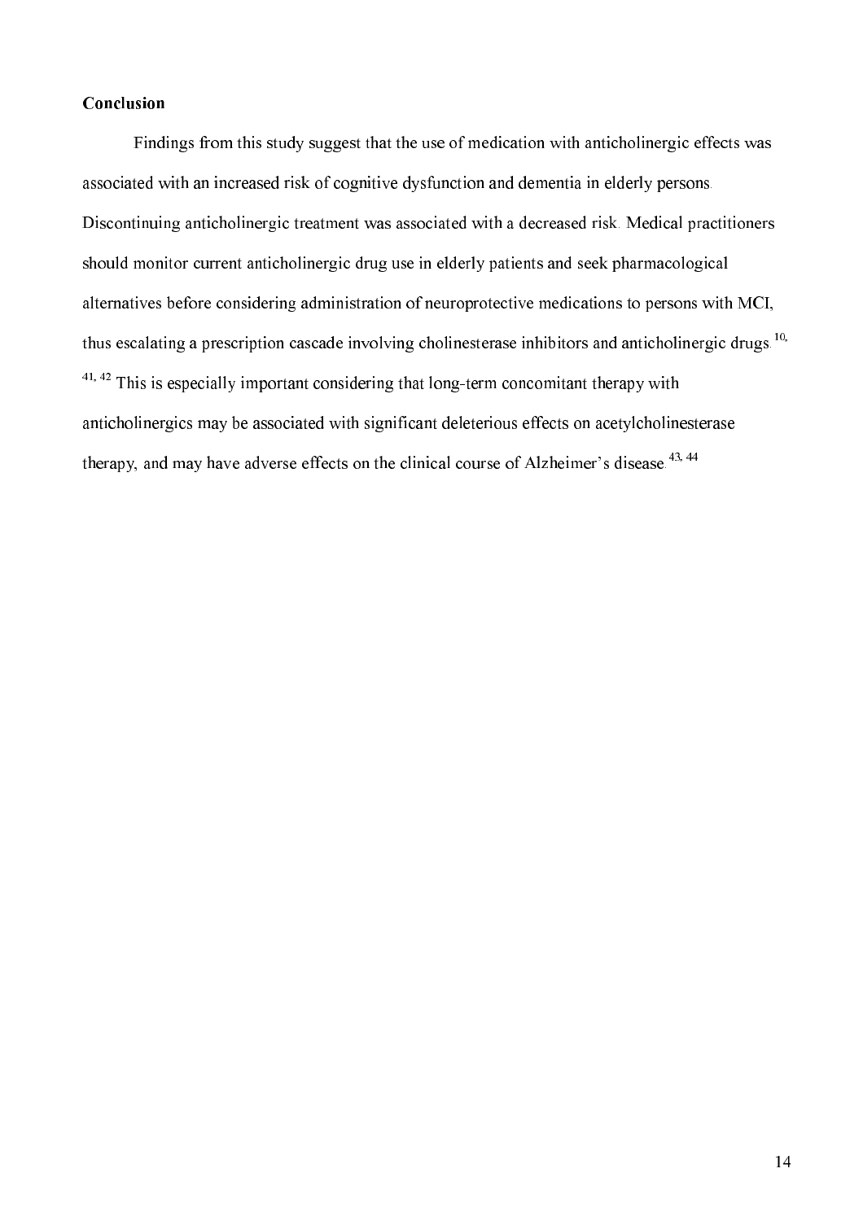## Conclusion

Findings from this study suggest that the use of medication with anticholinergic effects was associated with an increased risk of cognitive dysfunction and dementia in elderly persons. Discontinuing anticholinergic treatment was associated with a decreased risk. Medical practitioners should monitor current anticholinergic drug use in elderly patients and seek pharmacological alternatives before considering administration of neuroprotective medications to persons with MCI, thus escalating a prescription cascade involving cholinesterase inhibitors and anticholinergic drugs.[10, 41, 42] This is especially important considering that long-term concomitant therapy with anticholinergics may be associated with significant deleterious effects on acetylcholinesterase therapy, and may have adverse effects on the clinical course of Alzheimer's disease.[43, 44]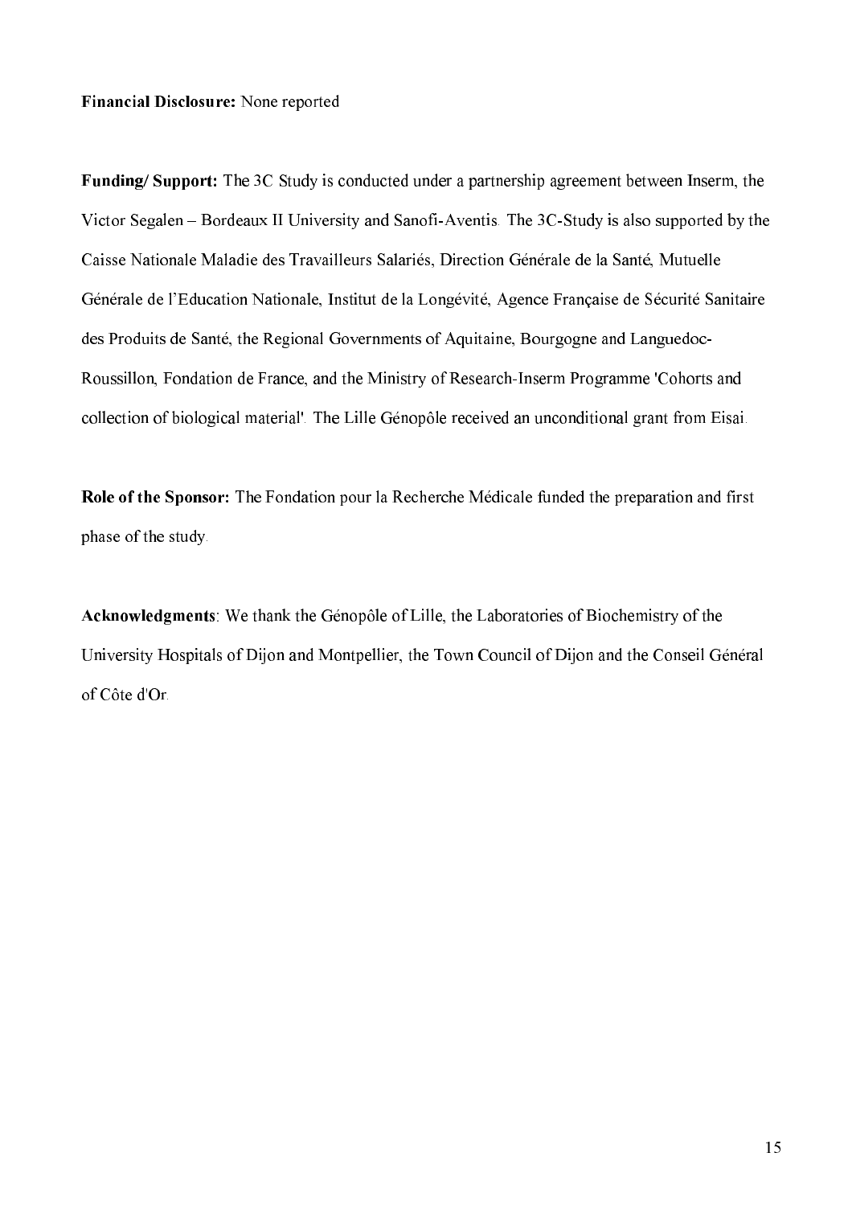**Financial Disclosure:** None reported

**Funding/ Support:** The 3C Study is conducted under a partnership agreement between Inserm, the Victor Segalen – Bordeaux II University and Sanofi-Aventis. The 3C-Study is also supported by the Caisse Nationale Maladie des Travailleurs Salariés, Direction Générale de la Santé, Mutuelle Générale de l'Education Nationale, Institut de la Longévité, Agence Française de Sécurité Sanitaire des Produits de Santé, the Regional Governments of Aquitaine, Bourgogne and Languedoc-Roussillon, Fondation de France, and the Ministry of Research-Inserm Programme 'Cohorts and collection of biological material'. The Lille Génopôle received an unconditional grant from Eisai.

**Role of the Sponsor:** The Fondation pour la Recherche Médicale funded the preparation and first phase of the study.

**Acknowledgments**: We thank the Génopôle of Lille, the Laboratories of Biochemistry of the University Hospitals of Dijon and Montpellier, the Town Council of Dijon and the Conseil Général of Côte d'Or.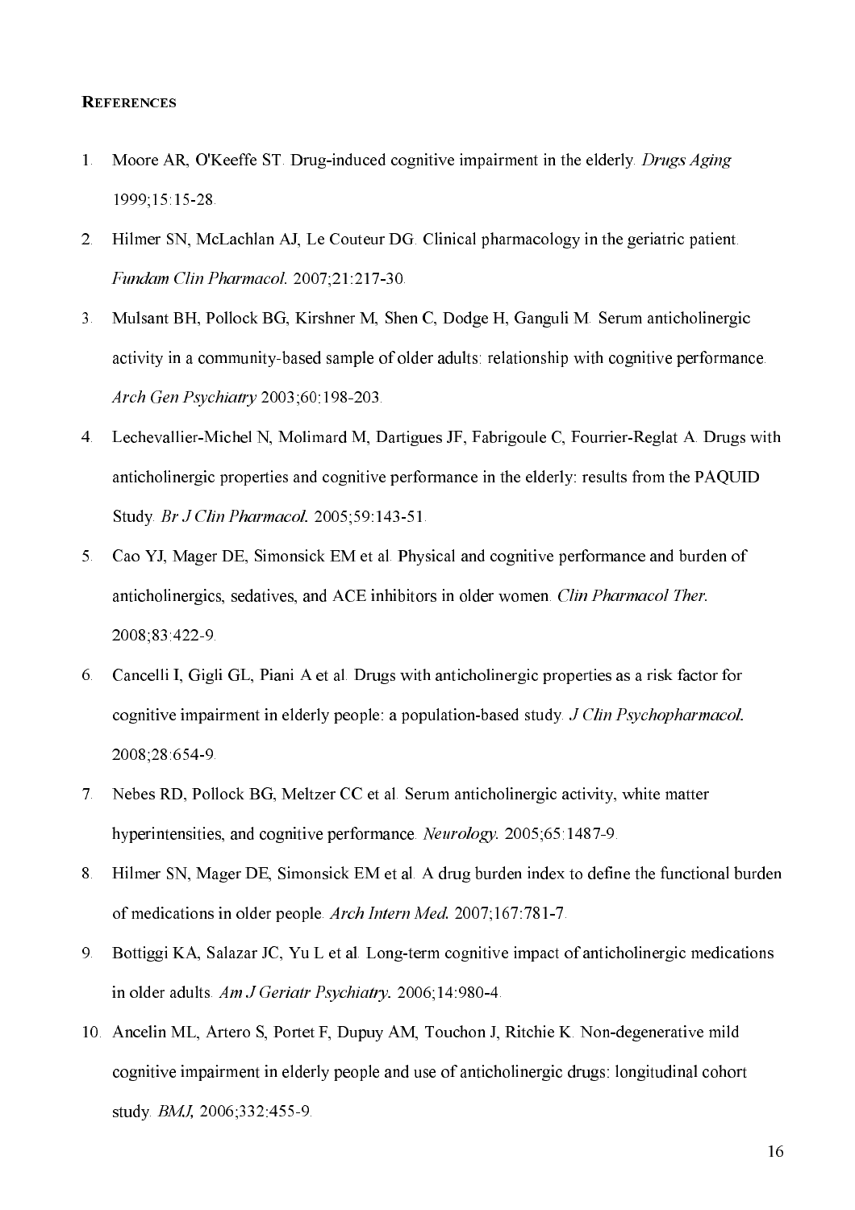## REFERENCES

1. Moore AR, O'Keeffe ST. Drug-induced cognitive impairment in the elderly. *Drugs Aging* 1999;15:15-28.
2. Hilmer SN, McLachlan AJ, Le Couteur DG. Clinical pharmacology in the geriatric patient. *Fundam Clin Pharmacol.* 2007;21:217-30.
3. Mulsant BH, Pollock BG, Kirshner M, Shen C, Dodge H, Ganguli M. Serum anticholinergic activity in a community-based sample of older adults: relationship with cognitive performance. *Arch Gen Psychiatry* 2003;60:198-203.
4. Lechevallier-Michel N, Molimard M, Dartigues JF, Fabrigoule C, Fourrier-Reglat A. Drugs with anticholinergic properties and cognitive performance in the elderly: results from the PAQUID Study. *Br J Clin Pharmacol.* 2005;59:143-51.
5. Cao YJ, Mager DE, Simonsick EM et al. Physical and cognitive performance and burden of anticholinergics, sedatives, and ACE inhibitors in older women. *Clin Pharmacol Ther.* 2008;83:422-9.
6. Cancelli I, Gigli GL, Piani A et al. Drugs with anticholinergic properties as a risk factor for cognitive impairment in elderly people: a population-based study. *J Clin Psychopharmacol.* 2008;28:654-9.
7. Nebes RD, Pollock BG, Meltzer CC et al. Serum anticholinergic activity, white matter hyperintensities, and cognitive performance. *Neurology.* 2005;65:1487-9.
8. Hilmer SN, Mager DE, Simonsick EM et al. A drug burden index to define the functional burden of medications in older people. *Arch Intern Med.* 2007;167:781-7.
9. Bottiggi KA, Salazar JC, Yu L et al. Long-term cognitive impact of anticholinergic medications in older adults. *Am J Geriatr Psychiatry.* 2006;14:980-4.
10. Ancelin ML, Artero S, Portet F, Dupuy AM, Touchon J, Ritchie K. Non-degenerative mild cognitive impairment in elderly people and use of anticholinergic drugs: longitudinal cohort study. *BMJ,* 2006;332:455-9.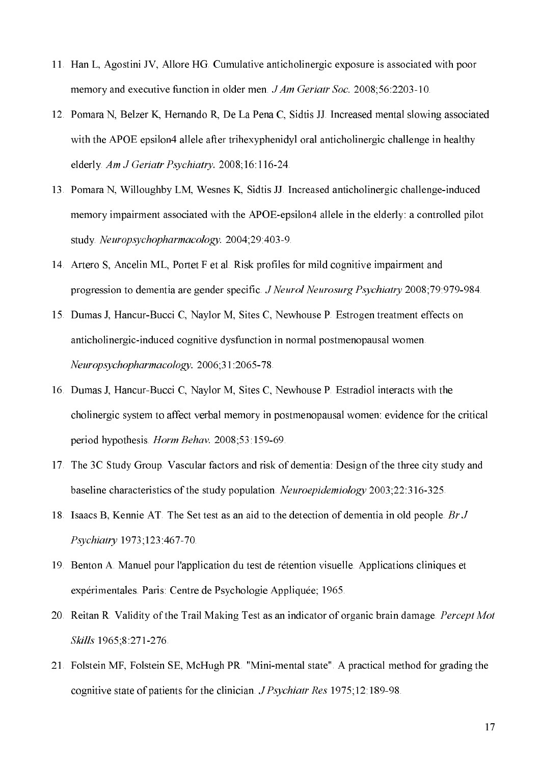11. Han L, Agostini JV, Allore HG. Cumulative anticholinergic exposure is associated with poor memory and executive function in older men. *J Am Geriatr Soc.* 2008;56:2203-10.
12. Pomara N, Belzer K, Hernando R, De La Pena C, Sidtis JJ. Increased mental slowing associated with the APOE epsilon4 allele after trihexyphenidyl oral anticholinergic challenge in healthy elderly. *Am J Geriatr Psychiatry.* 2008;16:116-24.
13. Pomara N, Willoughby LM, Wesnes K, Sidtis JJ. Increased anticholinergic challenge-induced memory impairment associated with the APOE-epsilon4 allele in the elderly: a controlled pilot study. *Neuropsychopharmacology.* 2004;29:403-9.
14. Artero S, Ancelin ML, Portet F et al. Risk profiles for mild cognitive impairment and progression to dementia are gender specific. *J Neurol Neurosurg Psychiatry* 2008;79:979-984.
15. Dumas J, Hancur-Bucci C, Naylor M, Sites C, Newhouse P. Estrogen treatment effects on anticholinergic-induced cognitive dysfunction in normal postmenopausal women. *Neuropsychopharmacology.* 2006;31:2065-78.
16. Dumas J, Hancur-Bucci C, Naylor M, Sites C, Newhouse P. Estradiol interacts with the cholinergic system to affect verbal memory in postmenopausal women: evidence for the critical period hypothesis. *Horm Behav.* 2008;53:159-69.
17. The 3C Study Group. Vascular factors and risk of dementia: Design of the three city study and baseline characteristics of the study population. *Neuroepidemiology* 2003;22:316-325.
18. Isaacs B, Kennie AT. The Set test as an aid to the detection of dementia in old people. *Br J Psychiatry* 1973;123:467-70.
19. Benton A. Manuel pour l'application du test de rétention visuelle. Applications cliniques et expérimentales. Paris: Centre de Psychologie Appliquée; 1965.
20. Reitan R. Validity of the Trail Making Test as an indicator of organic brain damage. *Percept Mot Skills* 1965;8:271-276.
21. Folstein MF, Folstein SE, McHugh PR. "Mini-mental state". A practical method for grading the cognitive state of patients for the clinician. *J Psychiatr Res* 1975;12:189-98.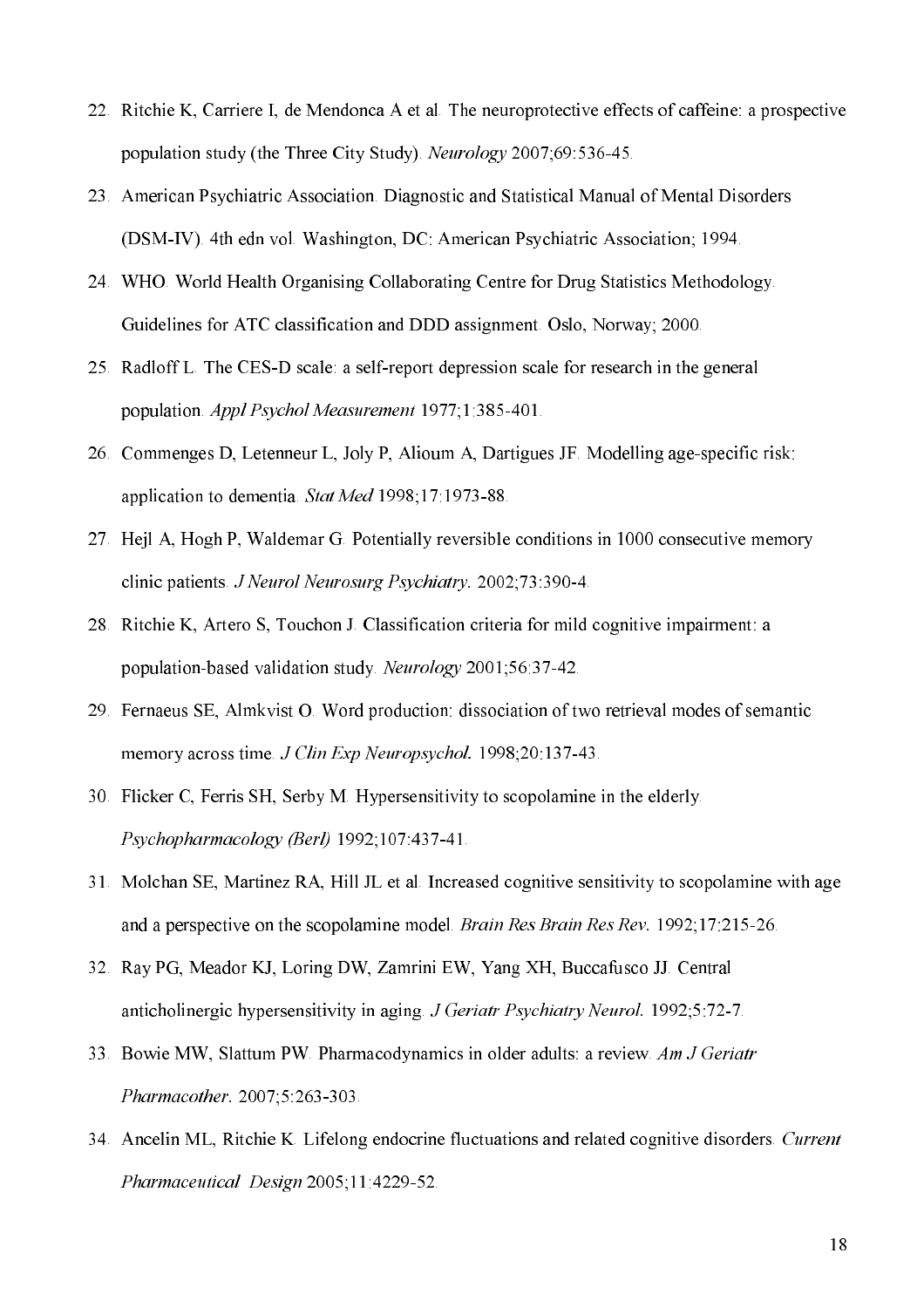22. Ritchie K, Carriere I, de Mendonca A et al. The neuroprotective effects of caffeine: a prospective population study (the Three City Study). *Neurology* 2007;69:536-45.
23. American Psychiatric Association. Diagnostic and Statistical Manual of Mental Disorders (DSM-IV). 4th edn vol. Washington, DC: American Psychiatric Association; 1994.
24. WHO. World Health Organising Collaborating Centre for Drug Statistics Methodology. Guidelines for ATC classification and DDD assignment. Oslo, Norway; 2000.
25. Radloff L. The CES-D scale: a self-report depression scale for research in the general population. *Appl Psychol Measurement* 1977;1:385-401.
26. Commenges D, Letenneur L, Joly P, Alioum A, Dartigues JF. Modelling age-specific risk: application to dementia. *Stat Med* 1998;17:1973-88.
27. Hejl A, Hogh P, Waldemar G. Potentially reversible conditions in 1000 consecutive memory clinic patients. *J Neurol Neurosurg Psychiatry*. 2002;73:390-4.
28. Ritchie K, Artero S, Touchon J. Classification criteria for mild cognitive impairment: a population-based validation study. *Neurology* 2001;56:37-42.
29. Fernaeus SE, Almkvist O. Word production: dissociation of two retrieval modes of semantic memory across time. *J Clin Exp Neuropsychol.* 1998;20:137-43.
30. Flicker C, Ferris SH, Serby M. Hypersensitivity to scopolamine in the elderly. *Psychopharmacology (Berl)* 1992;107:437-41.
31. Molchan SE, Martinez RA, Hill JL et al. Increased cognitive sensitivity to scopolamine with age and a perspective on the scopolamine model. *Brain Res Brain Res Rev.* 1992;17:215-26.
32. Ray PG, Meador KJ, Loring DW, Zamrini EW, Yang XH, Buccafusco JJ. Central anticholinergic hypersensitivity in aging. *J Geriatr Psychiatry Neurol.* 1992;5:72-7.
33. Bowie MW, Slattum PW. Pharmacodynamics in older adults: a review. *Am J Geriatr Pharmacother.* 2007;5:263-303.
34. Ancelin ML, Ritchie K. Lifelong endocrine fluctuations and related cognitive disorders. *Current Pharmaceutical Design* 2005;11:4229-52.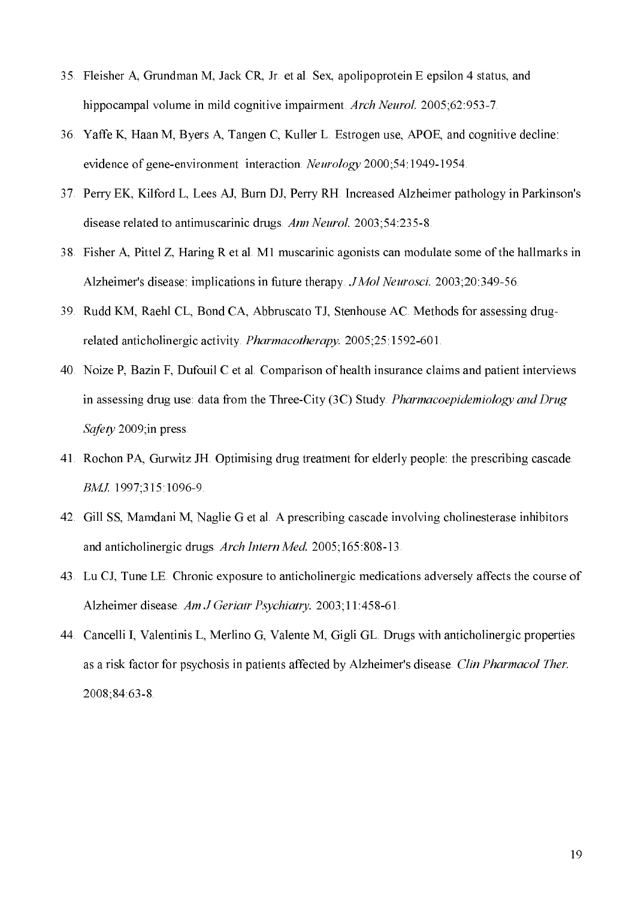35. Fleisher A, Grundman M, Jack CR, Jr. et al. Sex, apolipoprotein E epsilon 4 status, and hippocampal volume in mild cognitive impairment. *Arch Neurol.* 2005;62:953-7.
36. Yaffe K, Haan M, Byers A, Tangen C, Kuller L. Estrogen use, APOE, and cognitive decline: evidence of gene-environment interaction. *Neurology* 2000;54:1949-1954.
37. Perry EK, Kilford L, Lees AJ, Burn DJ, Perry RH. Increased Alzheimer pathology in Parkinson's disease related to antimuscarinic drugs. *Ann Neurol.* 2003;54:235-8.
38. Fisher A, Pittel Z, Haring R et al. M1 muscarinic agonists can modulate some of the hallmarks in Alzheimer's disease: implications in future therapy. *J Mol Neurosci.* 2003;20:349-56.
39. Rudd KM, Raehl CL, Bond CA, Abbruscato TJ, Stenhouse AC. Methods for assessing drug-related anticholinergic activity. *Pharmacotherapy.* 2005;25:1592-601.
40. Noize P, Bazin F, Dufouil C et al. Comparison of health insurance claims and patient interviews in assessing drug use: data from the Three-City (3C) Study. *Pharmacoepidemiology and Drug Safety* 2009;in press.
41. Rochon PA, Gurwitz JH. Optimising drug treatment for elderly people: the prescribing cascade. *BMJ.* 1997;315:1096-9.
42. Gill SS, Mamdani M, Naglie G et al. A prescribing cascade involving cholinesterase inhibitors and anticholinergic drugs. *Arch Intern Med.* 2005;165:808-13.
43. Lu CJ, Tune LE. Chronic exposure to anticholinergic medications adversely affects the course of Alzheimer disease. *Am J Geriatr Psychiatry.* 2003;11:458-61.
44. Cancelli I, Valentinis L, Merlino G, Valente M, Gigli GL. Drugs with anticholinergic properties as a risk factor for psychosis in patients affected by Alzheimer's disease. *Clin Pharmacol Ther.* 2008;84:63-8.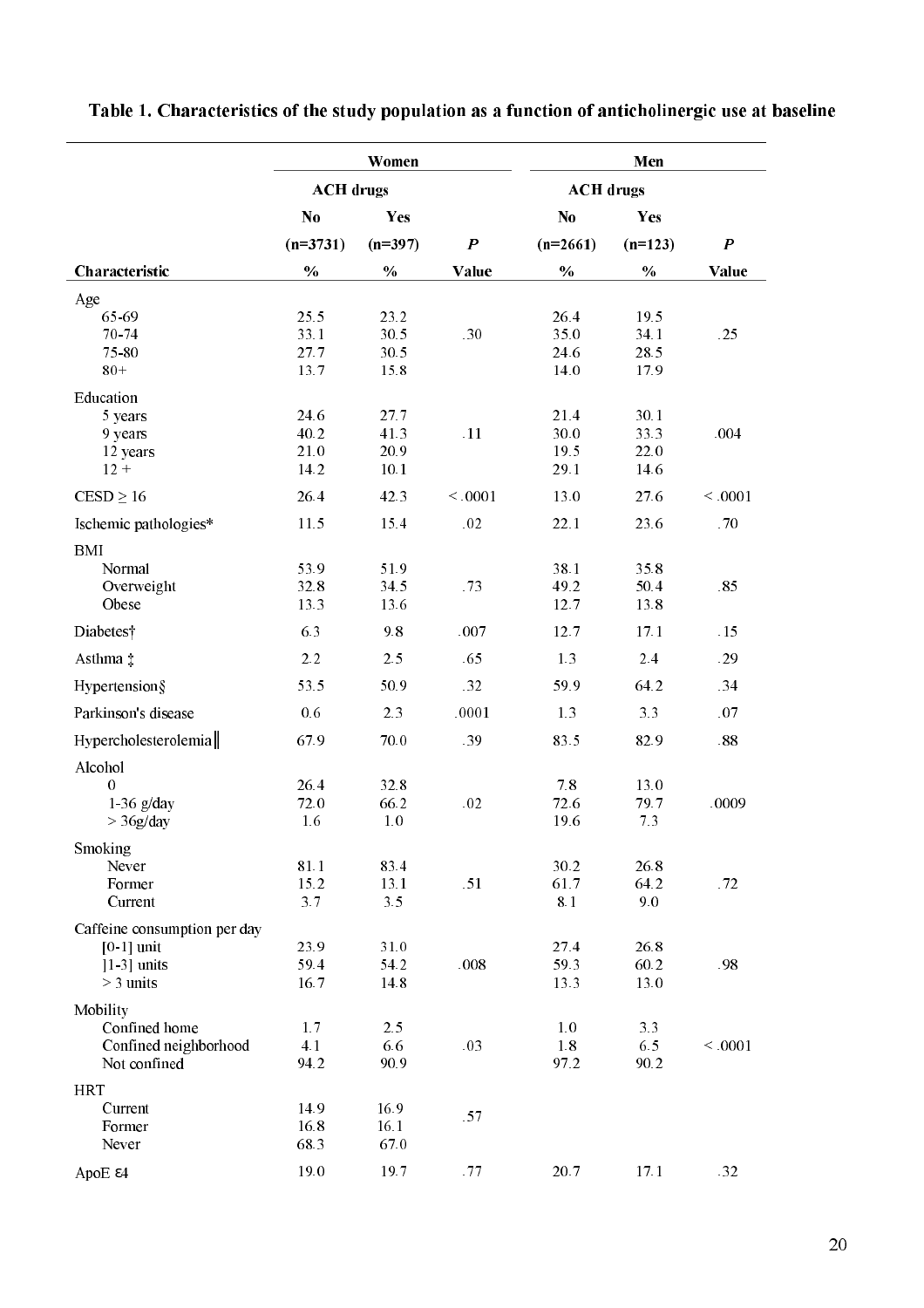**Table 1. Characteristics of the study population as a function of anticholinergic use at baseline**

| | Women | | | Men | | |
|---|---|---|---|---|---|---|
| | ACH drugs | | | ACH drugs | | |
| | No | Yes | | No | Yes | |
| | (n=3731) | (n=397) | *P* | (n=2661) | (n=123) | *P* |
| **Characteristic** | **%** | **%** | **Value** | **%** | **%** | **Value** |
| Age | | | | | | |
| 65-69 | 25.5 | 23.2 | | 26.4 | 19.5 | |
| 70-74 | 33.1 | 30.5 | .30 | 35.0 | 34.1 | .25 |
| 75-80 | 27.7 | 30.5 | | 24.6 | 28.5 | |
| 80+ | 13.7 | 15.8 | | 14.0 | 17.9 | |
| Education | | | | | | |
| 5 years | 24.6 | 27.7 | | 21.4 | 30.1 | |
| 9 years | 40.2 | 41.3 | .11 | 30.0 | 33.3 | .004 |
| 12 years | 21.0 | 20.9 | | 19.5 | 22.0 | |
| 12 + | 14.2 | 10.1 | | 29.1 | 14.6 | |
| CESD ≥ 16 | 26.4 | 42.3 | < .0001 | 13.0 | 27.6 | < .0001 |
| Ischemic pathologies* | 11.5 | 15.4 | .02 | 22.1 | 23.6 | .70 |
| BMI | | | | | | |
| Normal | 53.9 | 51.9 | | 38.1 | 35.8 | |
| Overweight | 32.8 | 34.5 | .73 | 49.2 | 50.4 | .85 |
| Obese | 13.3 | 13.6 | | 12.7 | 13.8 | |
| Diabetes† | 6.3 | 9.8 | .007 | 12.7 | 17.1 | .15 |
| Asthma ‡ | 2.2 | 2.5 | .65 | 1.3 | 2.4 | .29 |
| Hypertension§ | 53.5 | 50.9 | .32 | 59.9 | 64.2 | .34 |
| Parkinson's disease | 0.6 | 2.3 | .0001 | 1.3 | 3.3 | .07 |
| Hypercholesterolemia‖ | 67.9 | 70.0 | .39 | 83.5 | 82.9 | .88 |
| Alcohol | | | | | | |
| 0 | 26.4 | 32.8 | | 7.8 | 13.0 | |
| 1-36 g/day | 72.0 | 66.2 | .02 | 72.6 | 79.7 | .0009 |
| > 36g/day | 1.6 | 1.0 | | 19.6 | 7.3 | |
| Smoking | | | | | | |
| Never | 81.1 | 83.4 | | 30.2 | 26.8 | |
| Former | 15.2 | 13.1 | .51 | 61.7 | 64.2 | .72 |
| Current | 3.7 | 3.5 | | 8.1 | 9.0 | |
| Caffeine consumption per day | | | | | | |
| [0-1] unit | 23.9 | 31.0 | | 27.4 | 26.8 | |
| ]1-3] units | 59.4 | 54.2 | .008 | 59.3 | 60.2 | .98 |
| > 3 units | 16.7 | 14.8 | | 13.3 | 13.0 | |
| Mobility | | | | | | |
| Confined home | 1.7 | 2.5 | | 1.0 | 3.3 | |
| Confined neighborhood | 4.1 | 6.6 | .03 | 1.8 | 6.5 | < .0001 |
| Not confined | 94.2 | 90.9 | | 97.2 | 90.2 | |
| HRT | | | | | | |
| Current | 14.9 | 16.9 | .57 | | | |
| Former | 16.8 | 16.1 | | | | |
| Never | 68.3 | 67.0 | | | | |
| ApoE ε4 | 19.0 | 19.7 | .77 | 20.7 | 17.1 | .32 |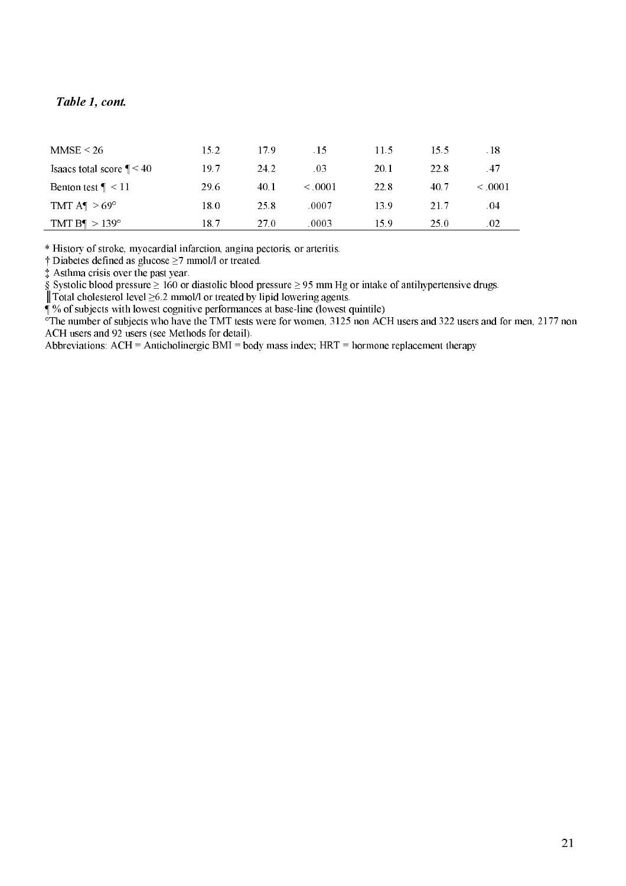***Table 1, cont.***

| | | | | | | |
|---|---|---|---|---|---|---|
| MMSE < 26 | 15.2 | 17.9 | .15 | 11.5 | 15.5 | .18 |
| Isaacs total score ¶ < 40 | 19.7 | 24.2 | .03 | 20.1 | 22.8 | .47 |
| Benton test ¶ < 11 | 29.6 | 40.1 | < .0001 | 22.8 | 40.7 | < .0001 |
| TMT A¶ > 69° | 18.0 | 25.8 | .0007 | 13.9 | 21.7 | .04 |
| TMT B¶ > 139° | 18.7 | 27.0 | .0003 | 15.9 | 25.0 | .02 |

* History of stroke, myocardial infarction, angina pectoris, or arteritis.

† Diabetes defined as glucose ≥7 mmol/l or treated.

‡ Asthma crisis over the past year.

§ Systolic blood pressure ≥ 160 or diastolic blood pressure ≥ 95 mm Hg or intake of antihypertensive drugs.

‖ Total cholesterol level ≥6.2 mmol/l or treated by lipid lowering agents.

¶ % of subjects with lowest cognitive performances at base-line (lowest quintile)

°The number of subjects who have the TMT tests were for women, 3125 non ACH users and 322 users and for men, 2177 non ACH users and 92 users (see Methods for detail).

Abbreviations: ACH = Anticholinergic BMI = body mass index; HRT = hormone replacement therapy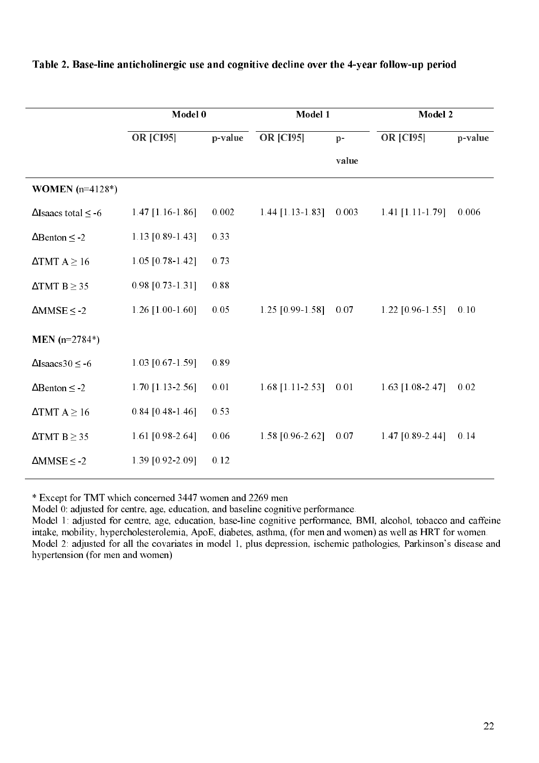**Table 2. Base-line anticholinergic use and cognitive decline over the 4-year follow-up period**

| | Model 0 | | Model 1 | | Model 2 | |
|---|---|---|---|---|---|---|
| | OR [CI95] | p-value | OR [CI95] | p-value | OR [CI95] | p-value |
| **WOMEN** (n=4128*) | | | | | | |
| ΔIsaacs total ≤ -6 | 1.47 [1.16-1.86] | 0.002 | 1.44 [1.13-1.83] | 0.003 | 1.41 [1.11-1.79] | 0.006 |
| ΔBenton ≤ -2 | 1.13 [0.89-1.43] | 0.33 | | | | |
| ΔTMT A ≥ 16 | 1.05 [0.78-1.42] | 0.73 | | | | |
| ΔTMT B ≥ 35 | 0.98 [0.73-1.31] | 0.88 | | | | |
| ΔMMSE ≤ -2 | 1.26 [1.00-1.60] | 0.05 | 1.25 [0.99-1.58] | 0.07 | 1.22 [0.96-1.55] | 0.10 |
| **MEN** (n=2784*) | | | | | | |
| ΔIsaacs30 ≤ -6 | 1.03 [0.67-1.59] | 0.89 | | | | |
| ΔBenton ≤ -2 | 1.70 [1.13-2.56] | 0.01 | 1.68 [1.11-2.53] | 0.01 | 1.63 [1.08-2.47] | 0.02 |
| ΔTMT A ≥ 16 | 0.84 [0.48-1.46] | 0.53 | | | | |
| ΔTMT B ≥ 35 | 1.61 [0.98-2.64] | 0.06 | 1.58 [0.96-2.62] | 0.07 | 1.47 [0.89-2.44] | 0.14 |
| ΔMMSE ≤ -2 | 1.39 [0.92-2.09] | 0.12 | | | | |

\* Except for TMT which concerned 3447 women and 2269 men

Model 0: adjusted for centre, age, education, and baseline cognitive performance.

Model 1: adjusted for centre, age, education, base-line cognitive performance, BMI, alcohol, tobacco and caffeine intake, mobility, hypercholesterolemia, ApoE, diabetes, asthma, (for men and women) as well as HRT for women.

Model 2: adjusted for all the covariates in model 1, plus depression, ischemic pathologies, Parkinson's disease and hypertension (for men and women)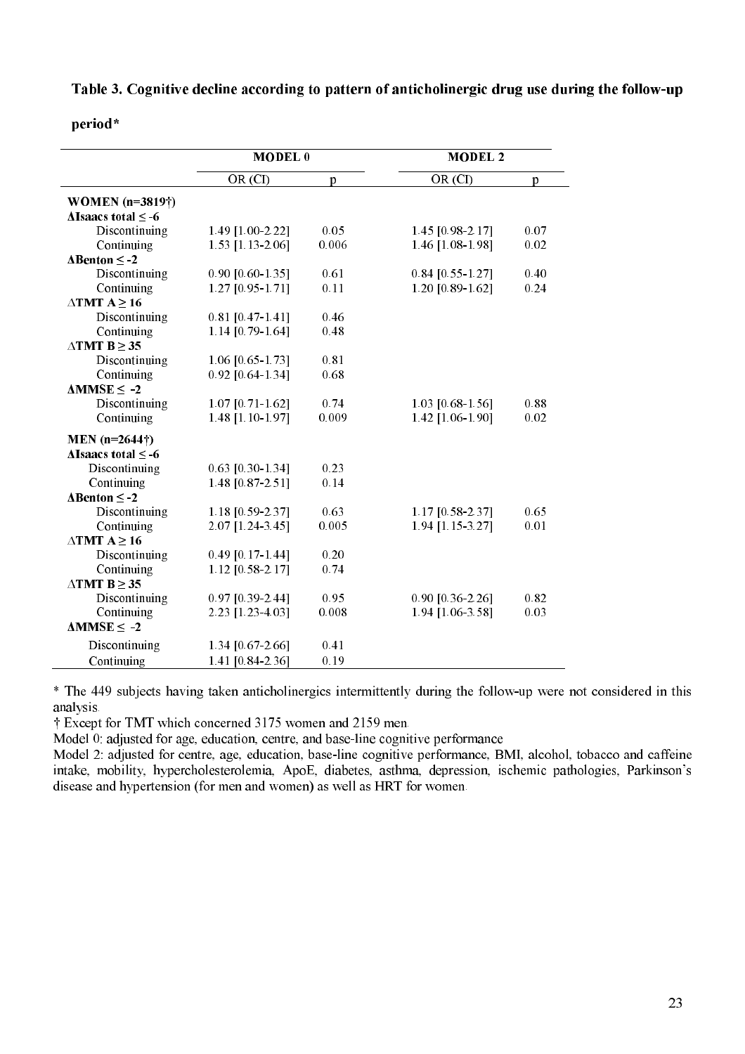**Table 3. Cognitive decline according to pattern of anticholinergic drug use during the follow-up period***

| | MODEL 0 | | MODEL 2 | |
|---|---|---|---|---|
| | OR (CI) | p | OR (CI) | p |
| **WOMEN (n=3819†)** | | | | |
| **ΔIsaacs total ≤ -6** | | | | |
| Discontinuing | 1.49 [1.00-2.22] | 0.05 | 1.45 [0.98-2.17] | 0.07 |
| Continuing | 1.53 [1.13-2.06] | 0.006 | 1.46 [1.08-1.98] | 0.02 |
| **ΔBenton ≤ -2** | | | | |
| Discontinuing | 0.90 [0.60-1.35] | 0.61 | 0.84 [0.55-1.27] | 0.40 |
| Continuing | 1.27 [0.95-1.71] | 0.11 | 1.20 [0.89-1.62] | 0.24 |
| **ΔTMT A ≥ 16** | | | | |
| Discontinuing | 0.81 [0.47-1.41] | 0.46 | | |
| Continuing | 1.14 [0.79-1.64] | 0.48 | | |
| **ΔTMT B ≥ 35** | | | | |
| Discontinuing | 1.06 [0.65-1.73] | 0.81 | | |
| Continuing | 0.92 [0.64-1.34] | 0.68 | | |
| **ΔMMSE ≤ -2** | | | | |
| Discontinuing | 1.07 [0.71-1.62] | 0.74 | 1.03 [0.68-1.56] | 0.88 |
| Continuing | 1.48 [1.10-1.97] | 0.009 | 1.42 [1.06-1.90] | 0.02 |
| **MEN (n=2644†)** | | | | |
| **ΔIsaacs total ≤ -6** | | | | |
| Discontinuing | 0.63 [0.30-1.34] | 0.23 | | |
| Continuing | 1.48 [0.87-2.51] | 0.14 | | |
| **ΔBenton ≤ -2** | | | | |
| Discontinuing | 1.18 [0.59-2.37] | 0.63 | 1.17 [0.58-2.37] | 0.65 |
| Continuing | 2.07 [1.24-3.45] | 0.005 | 1.94 [1.15-3.27] | 0.01 |
| **ΔTMT A ≥ 16** | | | | |
| Discontinuing | 0.49 [0.17-1.44] | 0.20 | | |
| Continuing | 1.12 [0.58-2.17] | 0.74 | | |
| **ΔTMT B ≥ 35** | | | | |
| Discontinuing | 0.97 [0.39-2.44] | 0.95 | 0.90 [0.36-2.26] | 0.82 |
| Continuing | 2.23 [1.23-4.03] | 0.008 | 1.94 [1.06-3.58] | 0.03 |
| **ΔMMSE ≤ -2** | | | | |
| Discontinuing | 1.34 [0.67-2.66] | 0.41 | | |
| Continuing | 1.41 [0.84-2.36] | 0.19 | | |

\* The 449 subjects having taken anticholinergics intermittently during the follow-up were not considered in this analysis.

† Except for TMT which concerned 3175 women and 2159 men.

Model 0: adjusted for age, education, centre, and base-line cognitive performance

Model 2: adjusted for centre, age, education, base-line cognitive performance, BMI, alcohol, tobacco and caffeine intake, mobility, hypercholesterolemia, ApoE, diabetes, asthma, depression, ischemic pathologies, Parkinson's disease and hypertension (for men and women) as well as HRT for women.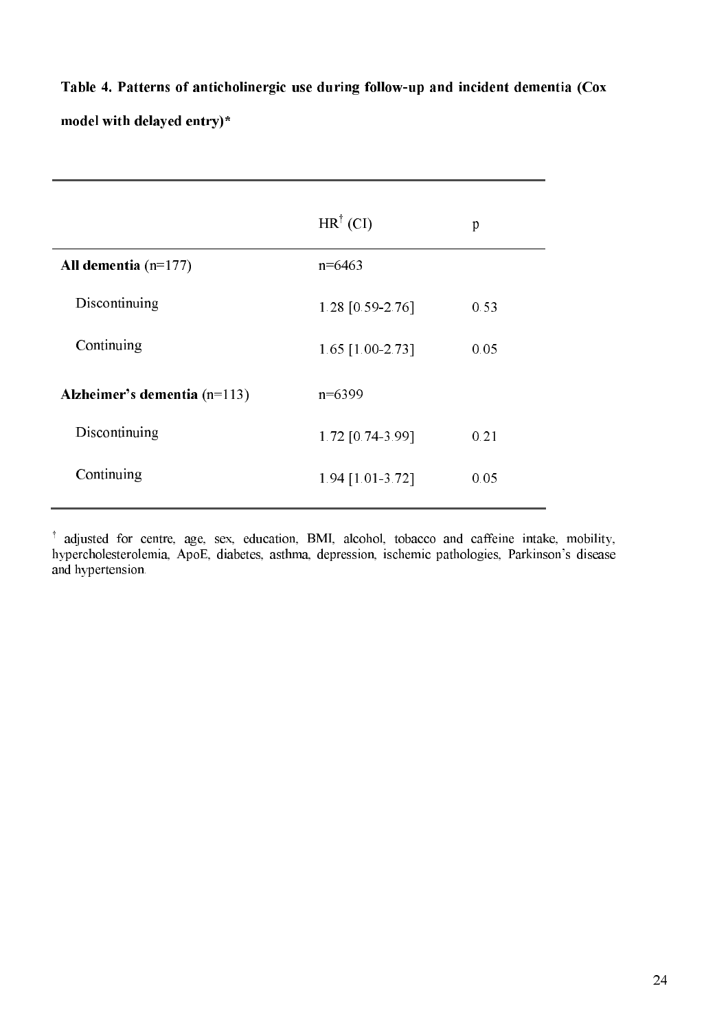**Table 4. Patterns of anticholinergic use during follow-up and incident dementia (Cox model with delayed entry)***

| | HR† (CI) | p |
|---|---|---|
| **All dementia** (n=177) | n=6463 | |
| Discontinuing | 1.28 [0.59-2.76] | 0.53 |
| Continuing | 1.65 [1.00-2.73] | 0.05 |
| **Alzheimer's dementia** (n=113) | n=6399 | |
| Discontinuing | 1.72 [0.74-3.99] | 0.21 |
| Continuing | 1.94 [1.01-3.72] | 0.05 |

† adjusted for centre, age, sex, education, BMI, alcohol, tobacco and caffeine intake, mobility, hypercholesterolemia, ApoE, diabetes, asthma, depression, ischemic pathologies, Parkinson's disease and hypertension.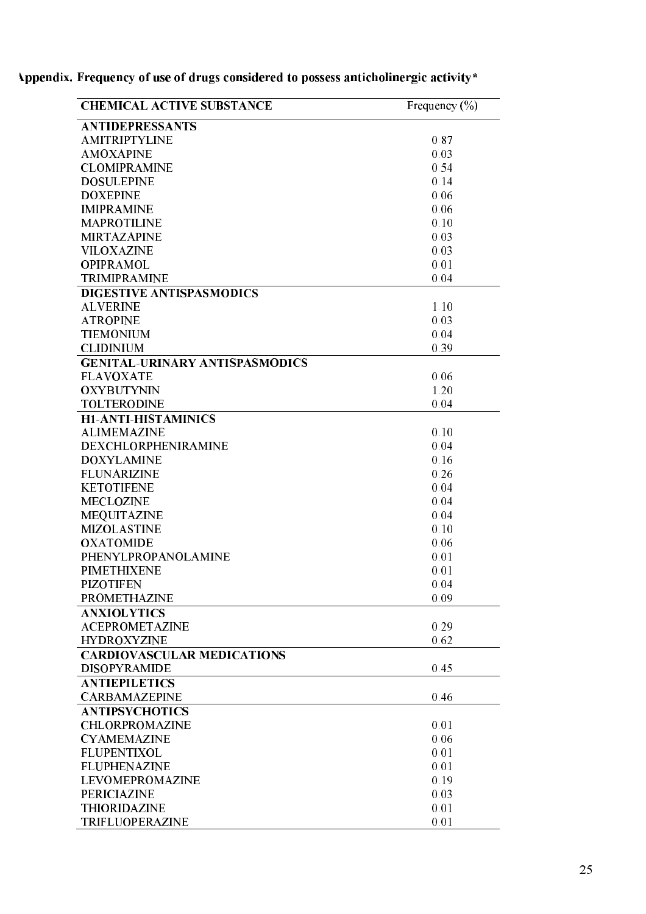**Appendix. Frequency of use of drugs considered to possess anticholinergic activity***

| CHEMICAL ACTIVE SUBSTANCE | Frequency (%) |
|---|---|
| **ANTIDEPRESSANTS** | |
| AMITRIPTYLINE | 0.87 |
| AMOXAPINE | 0.03 |
| CLOMIPRAMINE | 0.54 |
| DOSULEPINE | 0.14 |
| DOXEPINE | 0.06 |
| IMIPRAMINE | 0.06 |
| MAPROTILINE | 0.10 |
| MIRTAZAPINE | 0.03 |
| VILOXAZINE | 0.03 |
| OPIPRAMOL | 0.01 |
| TRIMIPRAMINE | 0.04 |
| **DIGESTIVE ANTISPASMODICS** | |
| ALVERINE | 1.10 |
| ATROPINE | 0.03 |
| TIEMONIUM | 0.04 |
| CLIDINIUM | 0.39 |
| **GENITAL-URINARY ANTISPASMODICS** | |
| FLAVOXATE | 0.06 |
| OXYBUTYNIN | 1.20 |
| TOLTERODINE | 0.04 |
| **H1-ANTI-HISTAMINICS** | |
| ALIMEMAZINE | 0.10 |
| DEXCHLORPHENIRAMINE | 0.04 |
| DOXYLAMINE | 0.16 |
| FLUNARIZINE | 0.26 |
| KETOTIFENE | 0.04 |
| MECLOZINE | 0.04 |
| MEQUITAZINE | 0.04 |
| MIZOLASTINE | 0.10 |
| OXATOMIDE | 0.06 |
| PHENYLPROPANOLAMINE | 0.01 |
| PIMETHIXENE | 0.01 |
| PIZOTIFEN | 0.04 |
| PROMETHAZINE | 0.09 |
| **ANXIOLYTICS** | |
| ACEPROMETAZINE | 0.29 |
| HYDROXYZINE | 0.62 |
| **CARDIOVASCULAR MEDICATIONS** | |
| DISOPYRAMIDE | 0.45 |
| **ANTIEPILETICS** | |
| CARBAMAZEPINE | 0.46 |
| **ANTIPSYCHOTICS** | |
| CHLORPROMAZINE | 0.01 |
| CYAMEMAZINE | 0.06 |
| FLUPENTIXOL | 0.01 |
| FLUPHENAZINE | 0.01 |
| LEVOMEPROMAZINE | 0.19 |
| PERICIAZINE | 0.03 |
| THIORIDAZINE | 0.01 |
| TRIFLUOPERAZINE | 0.01 |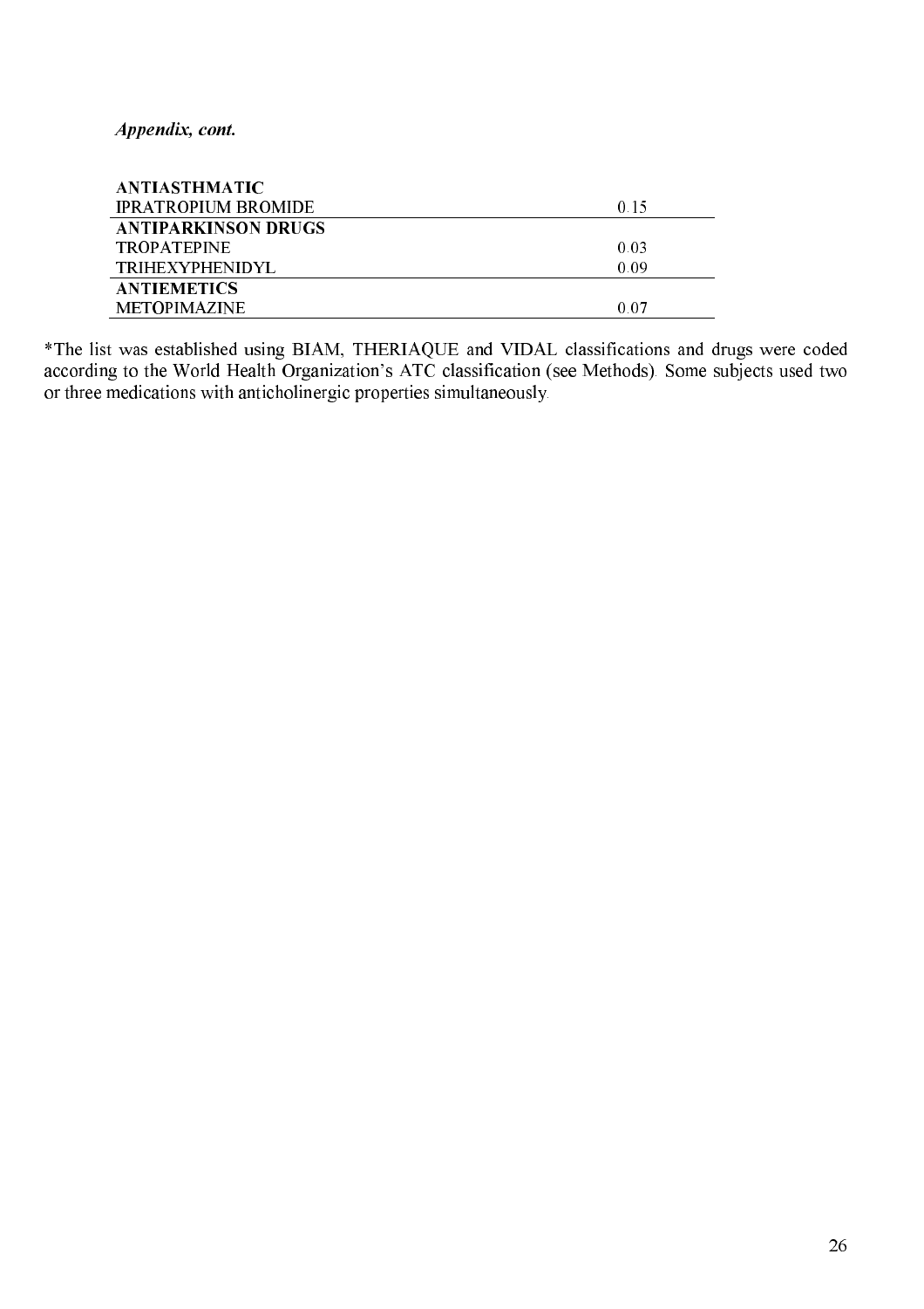*Appendix, cont.*

| | |
|---|---|
| **ANTIASTHMATIC** | |
| IPRATROPIUM BROMIDE | 0.15 |
| **ANTIPARKINSON DRUGS** | |
| TROPATEPINE | 0.03 |
| TRIHEXYPHENIDYL | 0.09 |
| **ANTIEMETICS** | |
| METOPIMAZINE | 0.07 |

*The list was established using BIAM, THERIAQUE and VIDAL classifications and drugs were coded according to the World Health Organization's ATC classification (see Methods). Some subjects used two or three medications with anticholinergic properties simultaneously.